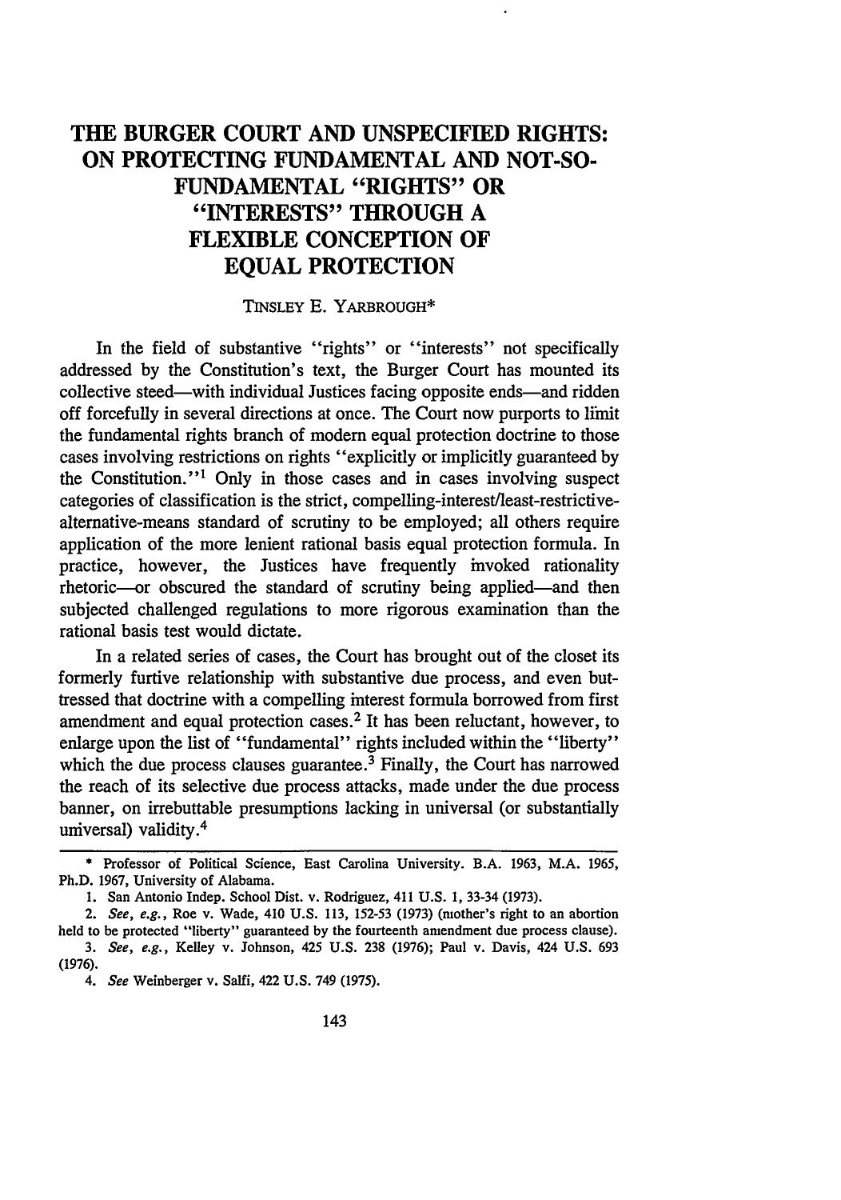# THE BURGER COURT AND UNSPECIFIED RIGHTS: ON PROTECTING FUNDAMENTAL AND NOT-SO-FUNDAMENTAL "RIGHTS" OR "INTERESTS" THROUGH A FLEXIBLE CONCEPTION OF EQUAL PROTECTION

TINSLEY E. YARBROUGH*

In the field of substantive "rights" or "interests" not specifically addressed by the Constitution's text, the Burger Court has mounted its collective steed—with individual Justices facing opposite ends—and ridden off forcefully in several directions at once. The Court now purports to limit the fundamental rights branch of modern equal protection doctrine to those cases involving restrictions on rights "explicitly or implicitly guaranteed by the Constitution."[1] Only in those cases and in cases involving suspect categories of classification is the strict, compelling-interest/least-restrictive-alternative-means standard of scrutiny to be employed; all others require application of the more lenient rational basis equal protection formula. In practice, however, the Justices have frequently invoked rationality rhetoric—or obscured the standard of scrutiny being applied—and then subjected challenged regulations to more rigorous examination than the rational basis test would dictate.

In a related series of cases, the Court has brought out of the closet its formerly furtive relationship with substantive due process, and even buttressed that doctrine with a compelling interest formula borrowed from first amendment and equal protection cases.[2] It has been reluctant, however, to enlarge upon the list of "fundamental" rights included within the "liberty" which the due process clauses guarantee.[3] Finally, the Court has narrowed the reach of its selective due process attacks, made under the due process banner, on irrebuttable presumptions lacking in universal (or substantially universal) validity.[4]

---

\* Professor of Political Science, East Carolina University. B.A. 1963, M.A. 1965, Ph.D. 1967, University of Alabama.

1. San Antonio Indep. School Dist. v. Rodriguez, 411 U.S. 1, 33-34 (1973).

2. *See, e.g.*, Roe v. Wade, 410 U.S. 113, 152-53 (1973) (mother's right to an abortion held to be protected "liberty" guaranteed by the fourteenth amendment due process clause).

3. *See, e.g.*, Kelley v. Johnson, 425 U.S. 238 (1976); Paul v. Davis, 424 U.S. 693 (1976).

4. *See* Weinberger v. Salfi, 422 U.S. 749 (1975).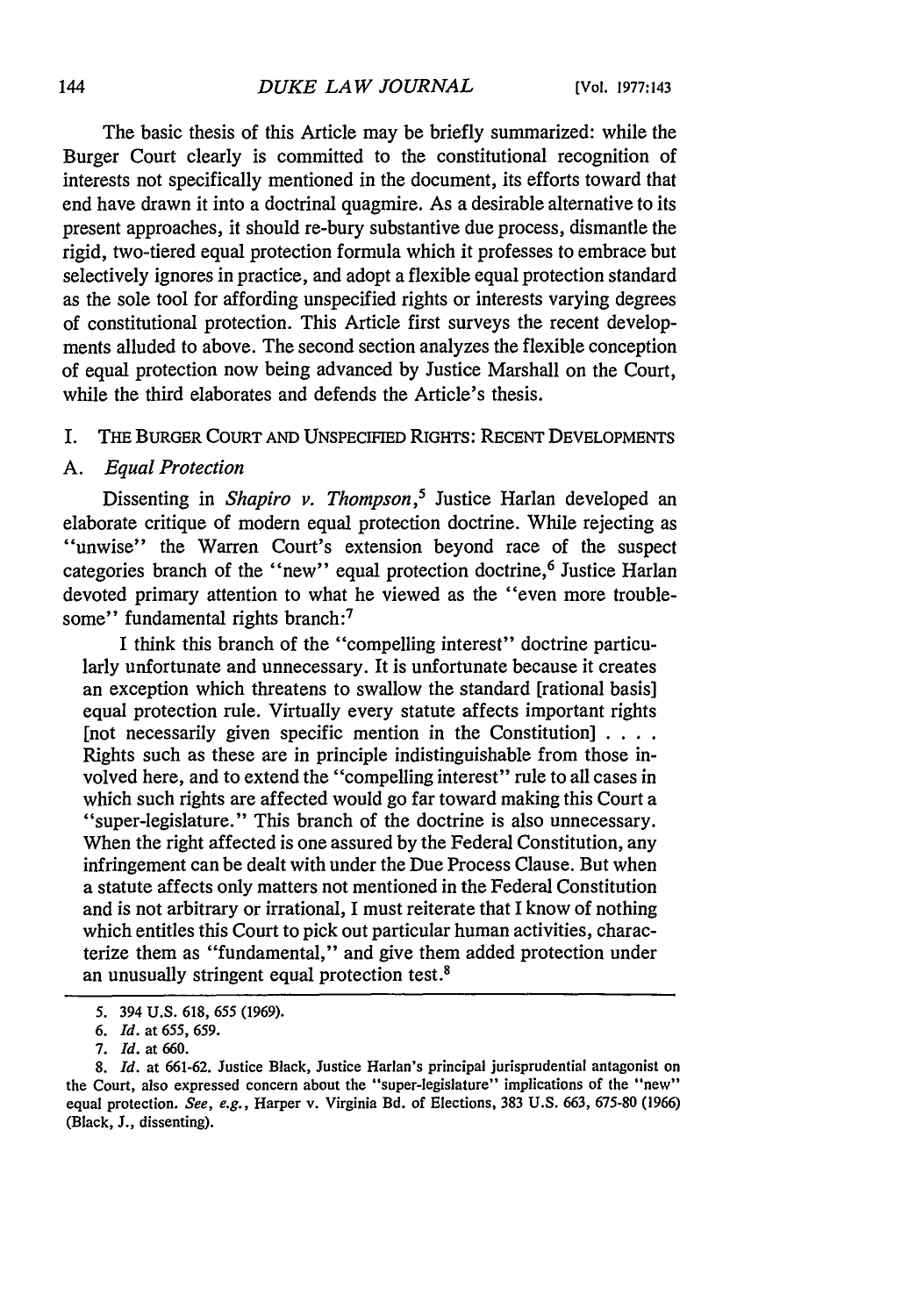The basic thesis of this Article may be briefly summarized: while the Burger Court clearly is committed to the constitutional recognition of interests not specifically mentioned in the document, its efforts toward that end have drawn it into a doctrinal quagmire. As a desirable alternative to its present approaches, it should re-bury substantive due process, dismantle the rigid, two-tiered equal protection formula which it professes to embrace but selectively ignores in practice, and adopt a flexible equal protection standard as the sole tool for affording unspecified rights or interests varying degrees of constitutional protection. This Article first surveys the recent developments alluded to above. The second section analyzes the flexible conception of equal protection now being advanced by Justice Marshall on the Court, while the third elaborates and defends the Article's thesis.

## I. THE BURGER COURT AND UNSPECIFIED RIGHTS: RECENT DEVELOPMENTS

### A. *Equal Protection*

Dissenting in *Shapiro v. Thompson*,[5] Justice Harlan developed an elaborate critique of modern equal protection doctrine. While rejecting as "unwise" the Warren Court's extension beyond race of the suspect categories branch of the "new" equal protection doctrine,[6] Justice Harlan devoted primary attention to what he viewed as the "even more troublesome" fundamental rights branch:[7]

> I think this branch of the "compelling interest" doctrine particularly unfortunate and unnecessary. It is unfortunate because it creates an exception which threatens to swallow the standard [rational basis] equal protection rule. Virtually every statute affects important rights [not necessarily given specific mention in the Constitution] . . . . Rights such as these are in principle indistinguishable from those involved here, and to extend the "compelling interest" rule to all cases in which such rights are affected would go far toward making this Court a "super-legislature." This branch of the doctrine is also unnecessary. When the right affected is one assured by the Federal Constitution, any infringement can be dealt with under the Due Process Clause. But when a statute affects only matters not mentioned in the Federal Constitution and is not arbitrary or irrational, I must reiterate that I know of nothing which entitles this Court to pick out particular human activities, characterize them as "fundamental," and give them added protection under an unusually stringent equal protection test.[8]

---

5. 394 U.S. 618, 655 (1969).

6. *Id.* at 655, 659.

7. *Id.* at 660.

8. *Id.* at 661-62. Justice Black, Justice Harlan's principal jurisprudential antagonist on the Court, also expressed concern about the "super-legislature" implications of the "new" equal protection. *See, e.g.*, Harper v. Virginia Bd. of Elections, 383 U.S. 663, 675-80 (1966) (Black, J., dissenting).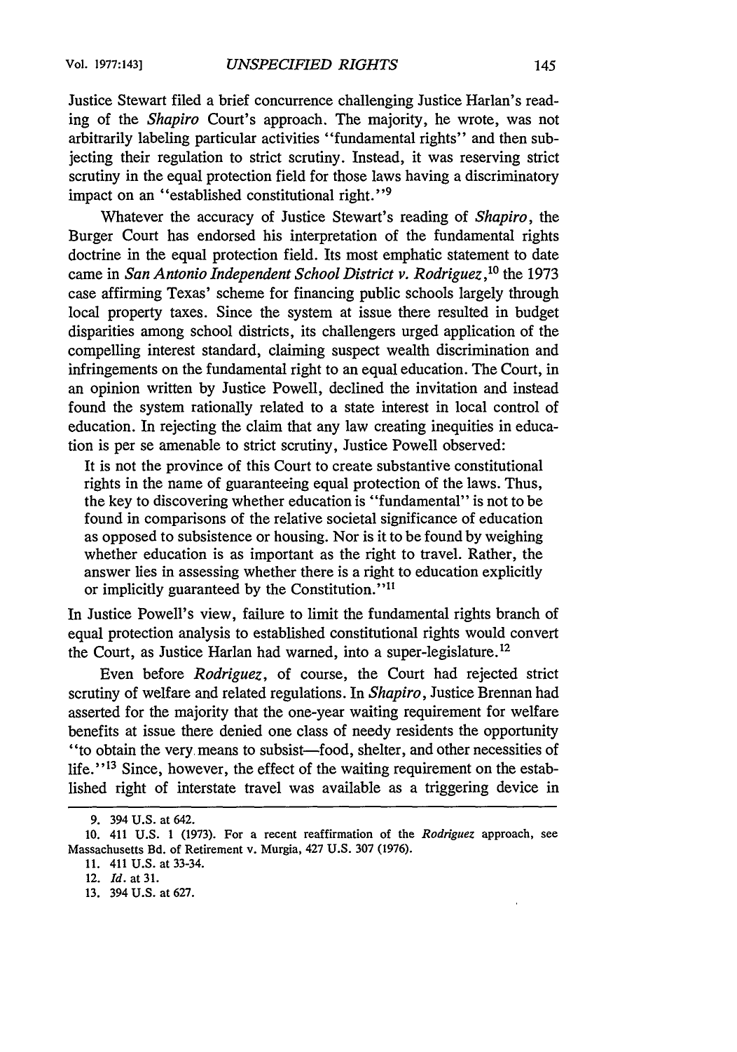Justice Stewart filed a brief concurrence challenging Justice Harlan's reading of the *Shapiro* Court's approach. The majority, he wrote, was not arbitrarily labeling particular activities "fundamental rights" and then subjecting their regulation to strict scrutiny. Instead, it was reserving strict scrutiny in the equal protection field for those laws having a discriminatory impact on an "established constitutional right."[9]

Whatever the accuracy of Justice Stewart's reading of *Shapiro*, the Burger Court has endorsed his interpretation of the fundamental rights doctrine in the equal protection field. Its most emphatic statement to date came in *San Antonio Independent School District v. Rodriguez*,[10] the 1973 case affirming Texas' scheme for financing public schools largely through local property taxes. Since the system at issue there resulted in budget disparities among school districts, its challengers urged application of the compelling interest standard, claiming suspect wealth discrimination and infringements on the fundamental right to an equal education. The Court, in an opinion written by Justice Powell, declined the invitation and instead found the system rationally related to a state interest in local control of education. In rejecting the claim that any law creating inequities in education is per se amenable to strict scrutiny, Justice Powell observed:

> It is not the province of this Court to create substantive constitutional rights in the name of guaranteeing equal protection of the laws. Thus, the key to discovering whether education is "fundamental" is not to be found in comparisons of the relative societal significance of education as opposed to subsistence or housing. Nor is it to be found by weighing whether education is as important as the right to travel. Rather, the answer lies in assessing whether there is a right to education explicitly or implicitly guaranteed by the Constitution."[11]

In Justice Powell's view, failure to limit the fundamental rights branch of equal protection analysis to established constitutional rights would convert the Court, as Justice Harlan had warned, into a super-legislature.[12]

Even before *Rodriguez*, of course, the Court had rejected strict scrutiny of welfare and related regulations. In *Shapiro*, Justice Brennan had asserted for the majority that the one-year waiting requirement for welfare benefits at issue there denied one class of needy residents the opportunity "to obtain the very means to subsist—food, shelter, and other necessities of life."[13] Since, however, the effect of the waiting requirement on the established right of interstate travel was available as a triggering device in

---

9. 394 U.S. at 642.

10. 411 U.S. 1 (1973). For a recent reaffirmation of the *Rodriguez* approach, see Massachusetts Bd. of Retirement v. Murgia, 427 U.S. 307 (1976).

11. 411 U.S. at 33-34.

12. *Id.* at 31.

13. 394 U.S. at 627.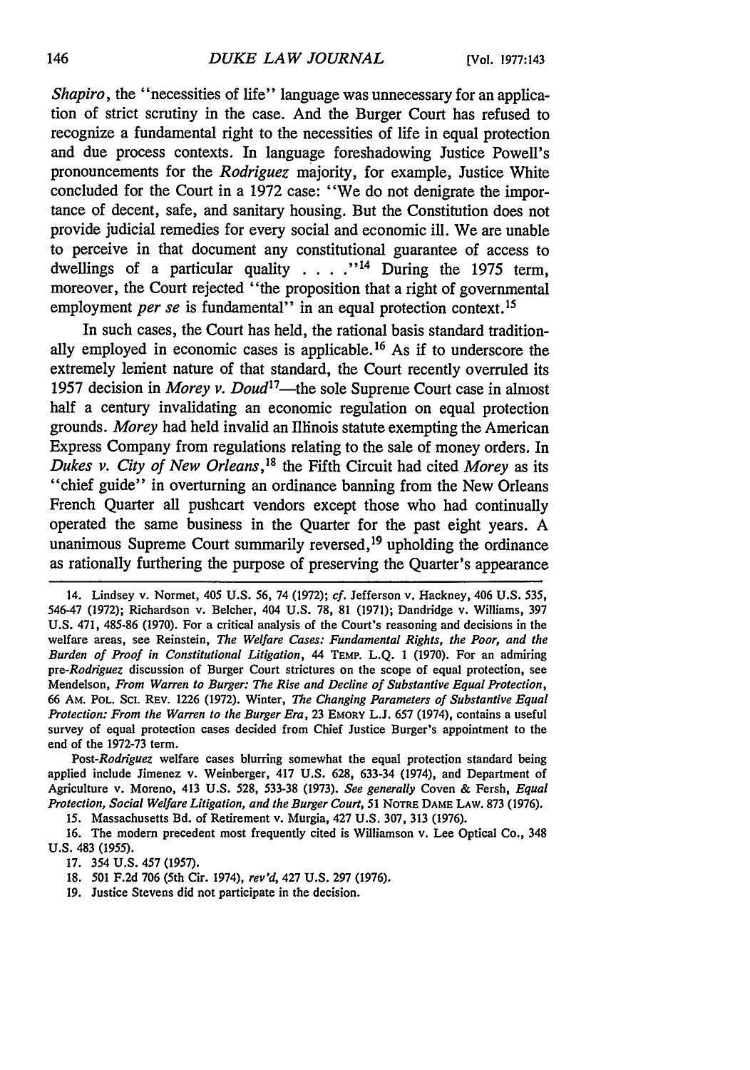*Shapiro*, the "necessities of life" language was unnecessary for an application of strict scrutiny in the case. And the Burger Court has refused to recognize a fundamental right to the necessities of life in equal protection and due process contexts. In language foreshadowing Justice Powell's pronouncements for the *Rodriguez* majority, for example, Justice White concluded for the Court in a 1972 case: "We do not denigrate the importance of decent, safe, and sanitary housing. But the Constitution does not provide judicial remedies for every social and economic ill. We are unable to perceive in that document any constitutional guarantee of access to dwellings of a particular quality . . . ."[14] During the 1975 term, moreover, the Court rejected "the proposition that a right of governmental employment *per se* is fundamental" in an equal protection context.[15]

In such cases, the Court has held, the rational basis standard traditionally employed in economic cases is applicable.[16] As if to underscore the extremely lenient nature of that standard, the Court recently overruled its 1957 decision in *Morey v. Doud*[17]—the sole Supreme Court case in almost half a century invalidating an economic regulation on equal protection grounds. *Morey* had held invalid an Illinois statute exempting the American Express Company from regulations relating to the sale of money orders. In *Dukes v. City of New Orleans*,[18] the Fifth Circuit had cited *Morey* as its "chief guide" in overturning an ordinance banning from the New Orleans French Quarter all pushcart vendors except those who had continually operated the same business in the Quarter for the past eight years. A unanimous Supreme Court summarily reversed,[19] upholding the ordinance as rationally furthering the purpose of preserving the Quarter's appearance

---

14. Lindsey v. Normet, 405 U.S. 56, 74 (1972); *cf.* Jefferson v. Hackney, 406 U.S. 535, 546-47 (1972); Richardson v. Belcher, 404 U.S. 78, 81 (1971); Dandridge v. Williams, 397 U.S. 471, 485-86 (1970). For a critical analysis of the Court's reasoning and decisions in the welfare areas, see Reinstein, *The Welfare Cases: Fundamental Rights, the Poor, and the Burden of Proof in Constitutional Litigation*, 44 TEMP. L.Q. 1 (1970). For an admiring pre-*Rodriguez* discussion of Burger Court strictures on the scope of equal protection, see Mendelson, *From Warren to Burger: The Rise and Decline of Substantive Equal Protection*, 66 AM. POL. SCI. REV. 1226 (1972). Winter, *The Changing Parameters of Substantive Equal Protection: From the Warren to the Burger Era*, 23 EMORY L.J. 657 (1974), contains a useful survey of equal protection cases decided from Chief Justice Burger's appointment to the end of the 1972-73 term.

Post-*Rodriguez* welfare cases blurring somewhat the equal protection standard being applied include Jimenez v. Weinberger, 417 U.S. 628, 633-34 (1974), and Department of Agriculture v. Moreno, 413 U.S. 528, 533-38 (1973). *See generally* Coven & Fersh, *Equal Protection, Social Welfare Litigation, and the Burger Court*, 51 NOTRE DAME LAW. 873 (1976).

15. Massachusetts Bd. of Retirement v. Murgia, 427 U.S. 307, 313 (1976).

16. The modern precedent most frequently cited is Williamson v. Lee Optical Co., 348 U.S. 483 (1955).

17. 354 U.S. 457 (1957).

18. 501 F.2d 706 (5th Cir. 1974), *rev'd*, 427 U.S. 297 (1976).

19. Justice Stevens did not participate in the decision.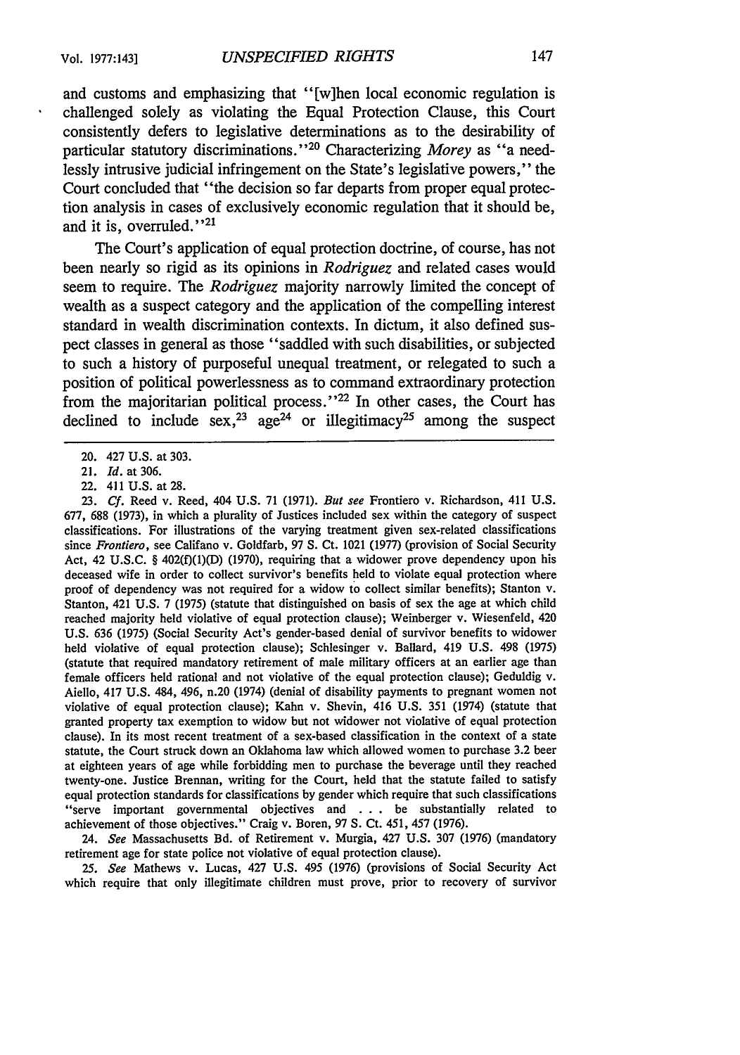and customs and emphasizing that "[w]hen local economic regulation is challenged solely as violating the Equal Protection Clause, this Court consistently defers to legislative determinations as to the desirability of particular statutory discriminations."[20] Characterizing *Morey* as "a needlessly intrusive judicial infringement on the State's legislative powers," the Court concluded that "the decision so far departs from proper equal protection analysis in cases of exclusively economic regulation that it should be, and it is, overruled."[21]

The Court's application of equal protection doctrine, of course, has not been nearly so rigid as its opinions in *Rodriguez* and related cases would seem to require. The *Rodriguez* majority narrowly limited the concept of wealth as a suspect category and the application of the compelling interest standard in wealth discrimination contexts. In dictum, it also defined suspect classes in general as those "saddled with such disabilities, or subjected to such a history of purposeful unequal treatment, or relegated to such a position of political powerlessness as to command extraordinary protection from the majoritarian political process."[22] In other cases, the Court has declined to include sex,[23] age[24] or illegitimacy[25] among the suspect

---

20. 427 U.S. at 303.

21. *Id.* at 306.

22. 411 U.S. at 28.

23. *Cf.* Reed v. Reed, 404 U.S. 71 (1971). *But see* Frontiero v. Richardson, 411 U.S. 677, 688 (1973), in which a plurality of Justices included sex within the category of suspect classifications. For illustrations of the varying treatment given sex-related classifications since *Frontiero*, see Califano v. Goldfarb, 97 S. Ct. 1021 (1977) (provision of Social Security Act, 42 U.S.C. § 402(f)(1)(D) (1970), requiring that a widower prove dependency upon his deceased wife in order to collect survivor's benefits held to violate equal protection where proof of dependency was not required for a widow to collect similar benefits); Stanton v. Stanton, 421 U.S. 7 (1975) (statute that distinguished on basis of sex the age at which child reached majority held violative of equal protection clause); Weinberger v. Wiesenfeld, 420 U.S. 636 (1975) (Social Security Act's gender-based denial of survivor benefits to widower held violative of equal protection clause); Schlesinger v. Ballard, 419 U.S. 498 (1975) (statute that required mandatory retirement of male military officers at an earlier age than female officers held rational and not violative of the equal protection clause); Geduldig v. Aiello, 417 U.S. 484, 496, n.20 (1974) (denial of disability payments to pregnant women not violative of equal protection clause); Kahn v. Shevin, 416 U.S. 351 (1974) (statute that granted property tax exemption to widow but not widower not violative of equal protection clause). In its most recent treatment of a sex-based classification in the context of a state statute, the Court struck down an Oklahoma law which allowed women to purchase 3.2 beer at eighteen years of age while forbidding men to purchase the beverage until they reached twenty-one. Justice Brennan, writing for the Court, held that the statute failed to satisfy equal protection standards for classifications by gender which require that such classifications "serve important governmental objectives and . . . be substantially related to achievement of those objectives." Craig v. Boren, 97 S. Ct. 451, 457 (1976).

24. *See* Massachusetts Bd. of Retirement v. Murgia, 427 U.S. 307 (1976) (mandatory retirement age for state police not violative of equal protection clause).

25. *See* Mathews v. Lucas, 427 U.S. 495 (1976) (provisions of Social Security Act which require that only illegitimate children must prove, prior to recovery of survivor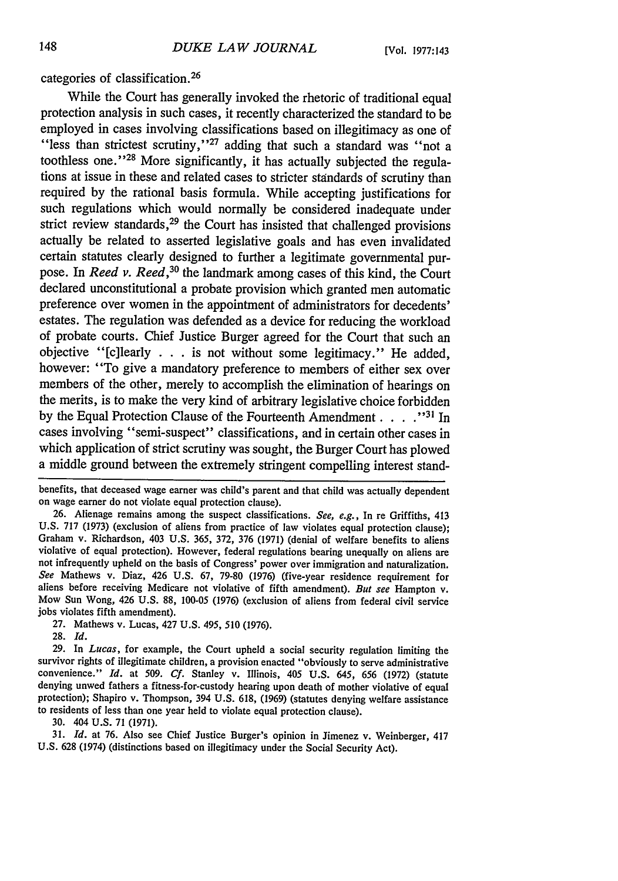categories of classification.[26]

While the Court has generally invoked the rhetoric of traditional equal protection analysis in such cases, it recently characterized the standard to be employed in cases involving classifications based on illegitimacy as one of "less than strictest scrutiny,"[27] adding that such a standard was "not a toothless one."[28] More significantly, it has actually subjected the regulations at issue in these and related cases to stricter standards of scrutiny than required by the rational basis formula. While accepting justifications for such regulations which would normally be considered inadequate under strict review standards,[29] the Court has insisted that challenged provisions actually be related to asserted legislative goals and has even invalidated certain statutes clearly designed to further a legitimate governmental purpose. In *Reed v. Reed*,[30] the landmark among cases of this kind, the Court declared unconstitutional a probate provision which granted men automatic preference over women in the appointment of administrators for decedents' estates. The regulation was defended as a device for reducing the workload of probate courts. Chief Justice Burger agreed for the Court that such an objective "[c]learly . . . is not without some legitimacy." He added, however: "To give a mandatory preference to members of either sex over members of the other, merely to accomplish the elimination of hearings on the merits, is to make the very kind of arbitrary legislative choice forbidden by the Equal Protection Clause of the Fourteenth Amendment . . . ."[31] In cases involving "semi-suspect" classifications, and in certain other cases in which application of strict scrutiny was sought, the Burger Court has plowed a middle ground between the extremely stringent compelling interest stand-

---

benefits, that deceased wage earner was child's parent and that child was actually dependent on wage earner do not violate equal protection clause).

26. Alienage remains among the suspect classifications. *See, e.g.*, In re Griffiths, 413 U.S. 717 (1973) (exclusion of aliens from practice of law violates equal protection clause); Graham v. Richardson, 403 U.S. 365, 372, 376 (1971) (denial of welfare benefits to aliens violative of equal protection). However, federal regulations bearing unequally on aliens are not infrequently upheld on the basis of Congress' power over immigration and naturalization. *See* Mathews v. Diaz, 426 U.S. 67, 79-80 (1976) (five-year residence requirement for aliens before receiving Medicare not violative of fifth amendment). *But see* Hampton v. Mow Sun Wong, 426 U.S. 88, 100-05 (1976) (exclusion of aliens from federal civil service jobs violates fifth amendment).

27. Mathews v. Lucas, 427 U.S. 495, 510 (1976).

28. *Id.*

29. In *Lucas*, for example, the Court upheld a social security regulation limiting the survivor rights of illegitimate children, a provision enacted "obviously to serve administrative convenience." *Id.* at 509. *Cf.* Stanley v. Illinois, 405 U.S. 645, 656 (1972) (statute denying unwed fathers a fitness-for-custody hearing upon death of mother violative of equal protection); Shapiro v. Thompson, 394 U.S. 618, (1969) (statutes denying welfare assistance to residents of less than one year held to violate equal protection clause).

30. 404 U.S. 71 (1971).

31. *Id.* at 76. Also see Chief Justice Burger's opinion in Jimenez v. Weinberger, 417 U.S. 628 (1974) (distinctions based on illegitimacy under the Social Security Act).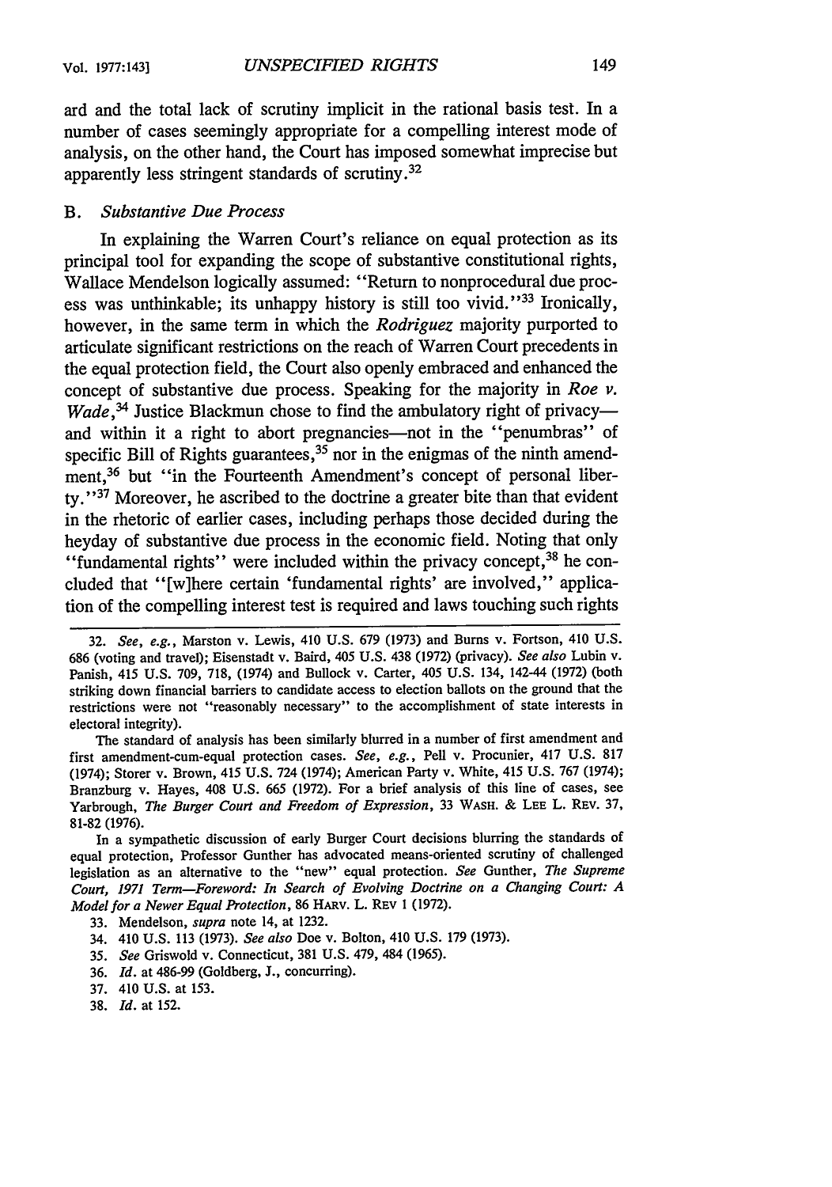ard and the total lack of scrutiny implicit in the rational basis test. In a number of cases seemingly appropriate for a compelling interest mode of analysis, on the other hand, the Court has imposed somewhat imprecise but apparently less stringent standards of scrutiny.[32]

## B. *Substantive Due Process*

In explaining the Warren Court's reliance on equal protection as its principal tool for expanding the scope of substantive constitutional rights, Wallace Mendelson logically assumed: "Return to nonprocedural due process was unthinkable; its unhappy history is still too vivid."[33] Ironically, however, in the same term in which the *Rodriguez* majority purported to articulate significant restrictions on the reach of Warren Court precedents in the equal protection field, the Court also openly embraced and enhanced the concept of substantive due process. Speaking for the majority in *Roe v. Wade*,[34] Justice Blackmun chose to find the ambulatory right of privacy—and within it a right to abort pregnancies—not in the "penumbras" of specific Bill of Rights guarantees,[35] nor in the enigmas of the ninth amendment,[36] but "in the Fourteenth Amendment's concept of personal liberty."[37] Moreover, he ascribed to the doctrine a greater bite than that evident in the rhetoric of earlier cases, including perhaps those decided during the heyday of substantive due process in the economic field. Noting that only "fundamental rights" were included within the privacy concept,[38] he concluded that "[w]here certain 'fundamental rights' are involved," application of the compelling interest test is required and laws touching such rights

---

32. *See, e.g.*, Marston v. Lewis, 410 U.S. 679 (1973) and Burns v. Fortson, 410 U.S. 686 (voting and travel); Eisenstadt v. Baird, 405 U.S. 438 (1972) (privacy). *See also* Lubin v. Panish, 415 U.S. 709, 718, (1974) and Bullock v. Carter, 405 U.S. 134, 142-44 (1972) (both striking down financial barriers to candidate access to election ballots on the ground that the restrictions were not "reasonably necessary" to the accomplishment of state interests in electoral integrity).

The standard of analysis has been similarly blurred in a number of first amendment and first amendment-cum-equal protection cases. *See, e.g.*, Pell v. Procunier, 417 U.S. 817 (1974); Storer v. Brown, 415 U.S. 724 (1974); American Party v. White, 415 U.S. 767 (1974); Branzburg v. Hayes, 408 U.S. 665 (1972). For a brief analysis of this line of cases, see Yarbrough, *The Burger Court and Freedom of Expression*, 33 WASH. & LEE L. REV. 37, 81-82 (1976).

In a sympathetic discussion of early Burger Court decisions blurring the standards of equal protection, Professor Gunther has advocated means-oriented scrutiny of challenged legislation as an alternative to the "new" equal protection. *See* Gunther, *The Supreme Court, 1971 Term—Foreword: In Search of Evolving Doctrine on a Changing Court: A Model for a Newer Equal Protection*, 86 HARV. L. REV 1 (1972).

33. Mendelson, *supra* note 14, at 1232.

34. 410 U.S. 113 (1973). *See also* Doe v. Bolton, 410 U.S. 179 (1973).

35. *See* Griswold v. Connecticut, 381 U.S. 479, 484 (1965).

36. *Id.* at 486-99 (Goldberg, J., concurring).

37. 410 U.S. at 153.

38. *Id.* at 152.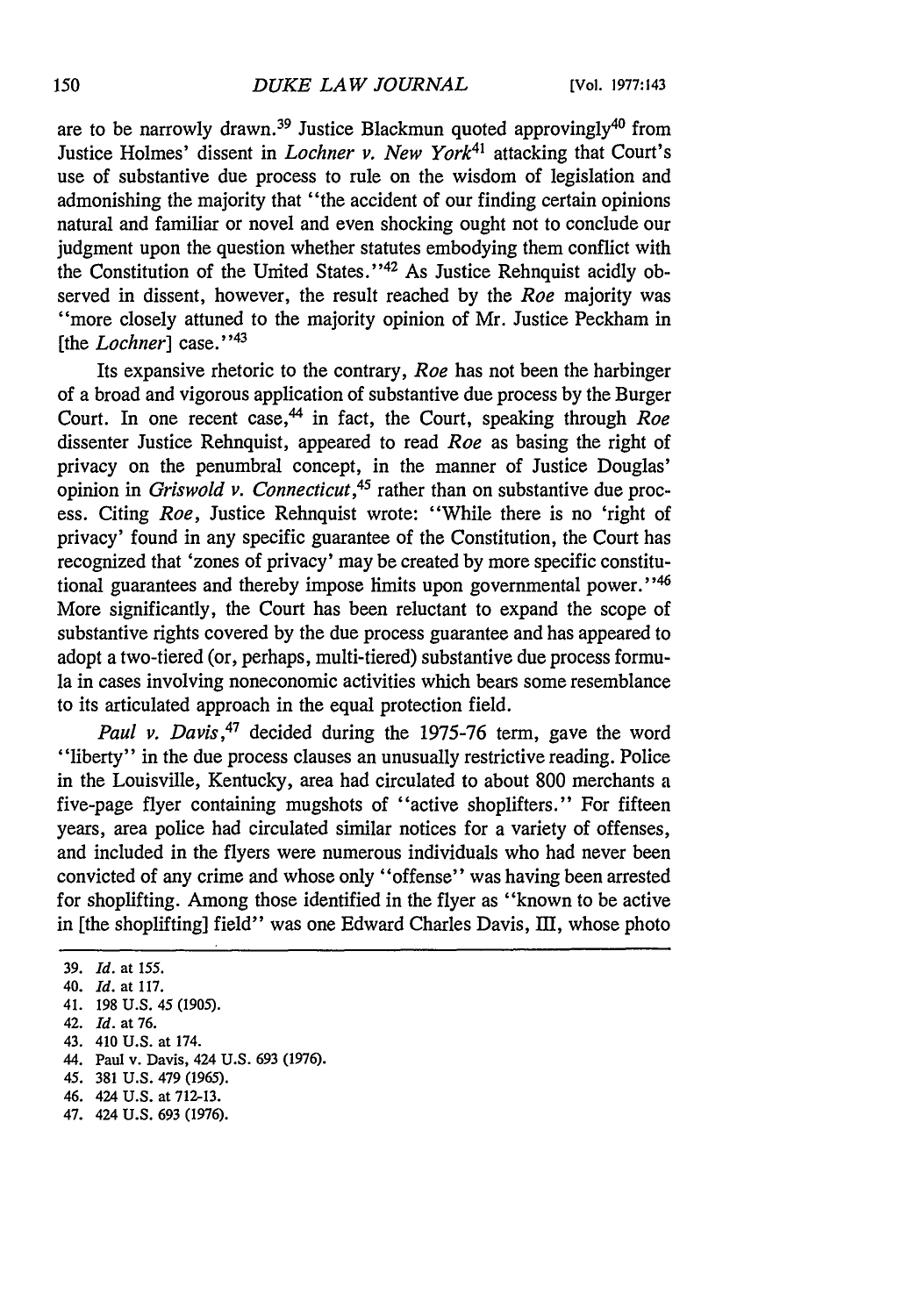are to be narrowly drawn.[39] Justice Blackmun quoted approvingly[40] from Justice Holmes' dissent in *Lochner v. New York*[41] attacking that Court's use of substantive due process to rule on the wisdom of legislation and admonishing the majority that "the accident of our finding certain opinions natural and familiar or novel and even shocking ought not to conclude our judgment upon the question whether statutes embodying them conflict with the Constitution of the United States."[42] As Justice Rehnquist acidly observed in dissent, however, the result reached by the *Roe* majority was "more closely attuned to the majority opinion of Mr. Justice Peckham in [the *Lochner*] case."[43]

Its expansive rhetoric to the contrary, *Roe* has not been the harbinger of a broad and vigorous application of substantive due process by the Burger Court. In one recent case,[44] in fact, the Court, speaking through *Roe* dissenter Justice Rehnquist, appeared to read *Roe* as basing the right of privacy on the penumbral concept, in the manner of Justice Douglas' opinion in *Griswold v. Connecticut*,[45] rather than on substantive due process. Citing *Roe*, Justice Rehnquist wrote: "While there is no 'right of privacy' found in any specific guarantee of the Constitution, the Court has recognized that 'zones of privacy' may be created by more specific constitutional guarantees and thereby impose limits upon governmental power."[46] More significantly, the Court has been reluctant to expand the scope of substantive rights covered by the due process guarantee and has appeared to adopt a two-tiered (or, perhaps, multi-tiered) substantive due process formula in cases involving noneconomic activities which bears some resemblance to its articulated approach in the equal protection field.

*Paul v. Davis*,[47] decided during the 1975-76 term, gave the word "liberty" in the due process clauses an unusually restrictive reading. Police in the Louisville, Kentucky, area had circulated to about 800 merchants a five-page flyer containing mugshots of "active shoplifters." For fifteen years, area police had circulated similar notices for a variety of offenses, and included in the flyers were numerous individuals who had never been convicted of any crime and whose only "offense" was having been arrested for shoplifting. Among those identified in the flyer as "known to be active in [the shoplifting] field" was one Edward Charles Davis, III, whose photo

39. *Id.* at 155.
40. *Id.* at 117.
41. 198 U.S. 45 (1905).
42. *Id.* at 76.
43. 410 U.S. at 174.
44. Paul v. Davis, 424 U.S. 693 (1976).
45. 381 U.S. 479 (1965).
46. 424 U.S. at 712-13.
47. 424 U.S. 693 (1976).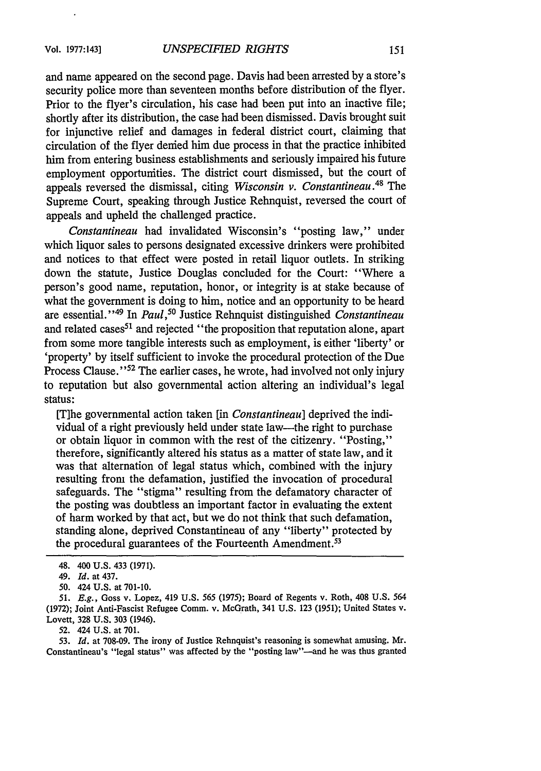and name appeared on the second page. Davis had been arrested by a store's security police more than seventeen months before distribution of the flyer. Prior to the flyer's circulation, his case had been put into an inactive file; shortly after its distribution, the case had been dismissed. Davis brought suit for injunctive relief and damages in federal district court, claiming that circulation of the flyer denied him due process in that the practice inhibited him from entering business establishments and seriously impaired his future employment opportunities. The district court dismissed, but the court of appeals reversed the dismissal, citing *Wisconsin v. Constantineau*.[48] The Supreme Court, speaking through Justice Rehnquist, reversed the court of appeals and upheld the challenged practice.

*Constantineau* had invalidated Wisconsin's "posting law," under which liquor sales to persons designated excessive drinkers were prohibited and notices to that effect were posted in retail liquor outlets. In striking down the statute, Justice Douglas concluded for the Court: "Where a person's good name, reputation, honor, or integrity is at stake because of what the government is doing to him, notice and an opportunity to be heard are essential."[49] In *Paul*,[50] Justice Rehnquist distinguished *Constantineau* and related cases[51] and rejected "the proposition that reputation alone, apart from some more tangible interests such as employment, is either 'liberty' or 'property' by itself sufficient to invoke the procedural protection of the Due Process Clause."[52] The earlier cases, he wrote, had involved not only injury to reputation but also governmental action altering an individual's legal status:

> [T]he governmental action taken [in *Constantineau*] deprived the individual of a right previously held under state law—the right to purchase or obtain liquor in common with the rest of the citizenry. "Posting," therefore, significantly altered his status as a matter of state law, and it was that alternation of legal status which, combined with the injury resulting from the defamation, justified the invocation of procedural safeguards. The "stigma" resulting from the defamatory character of the posting was doubtless an important factor in evaluating the extent of harm worked by that act, but we do not think that such defamation, standing alone, deprived Constantineau of any "liberty" protected by the procedural guarantees of the Fourteenth Amendment.[53]

---

48. 400 U.S. 433 (1971).

49. *Id.* at 437.

50. 424 U.S. at 701-10.

51. *E.g.*, Goss v. Lopez, 419 U.S. 565 (1975); Board of Regents v. Roth, 408 U.S. 564 (1972); Joint Anti-Fascist Refugee Comm. v. McGrath, 341 U.S. 123 (1951); United States v. Lovett, 328 U.S. 303 (1946).

52. 424 U.S. at 701.

53. *Id.* at 708-09. The irony of Justice Rehnquist's reasoning is somewhat amusing. Mr. Constantineau's "legal status" was affected by the "posting law"—and he was thus granted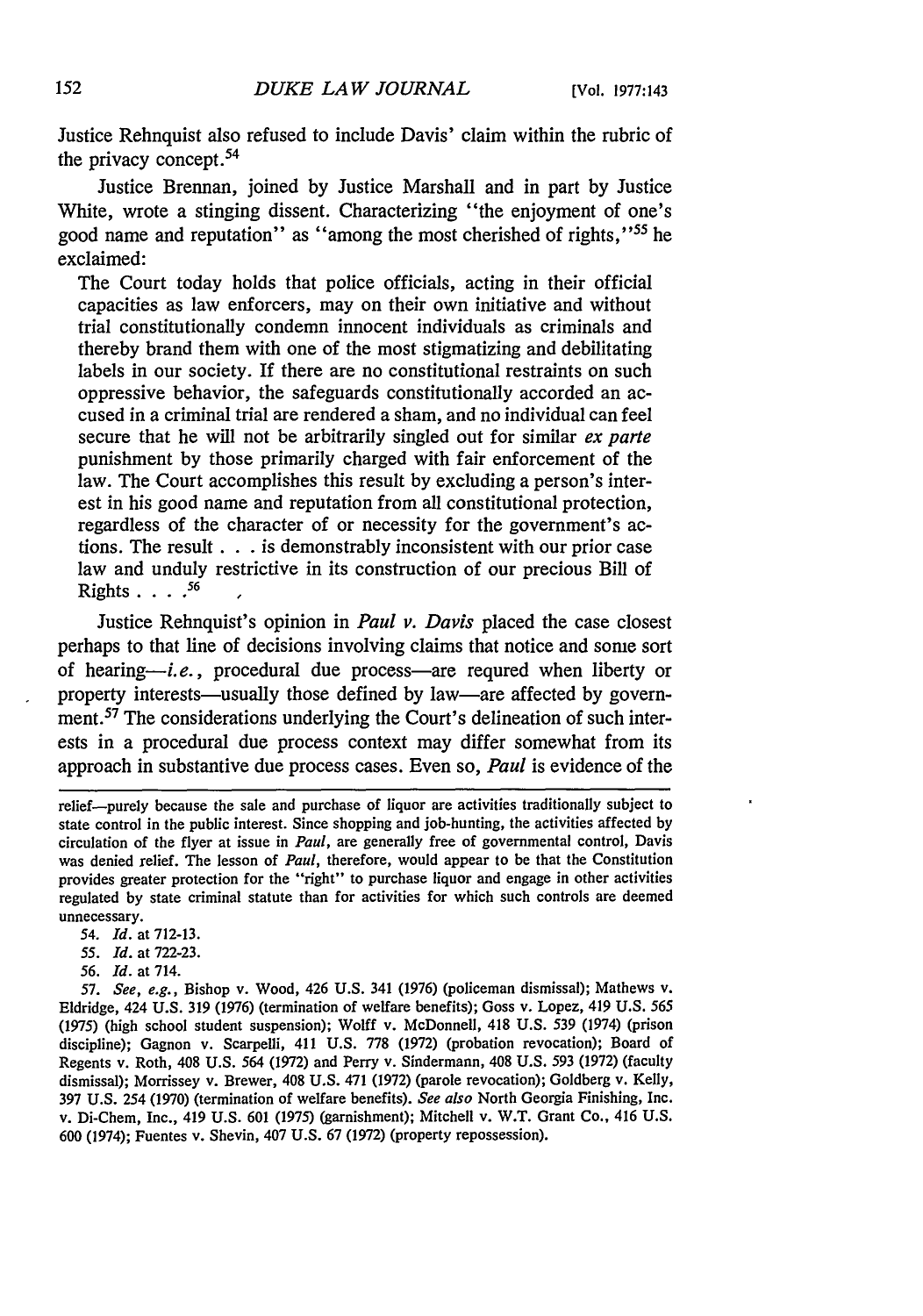Justice Rehnquist also refused to include Davis' claim within the rubric of the privacy concept.[54]

Justice Brennan, joined by Justice Marshall and in part by Justice White, wrote a stinging dissent. Characterizing "the enjoyment of one's good name and reputation" as "among the most cherished of rights,"[55] he exclaimed:

> The Court today holds that police officials, acting in their official capacities as law enforcers, may on their own initiative and without trial constitutionally condemn innocent individuals as criminals and thereby brand them with one of the most stigmatizing and debilitating labels in our society. If there are no constitutional restraints on such oppressive behavior, the safeguards constitutionally accorded an accused in a criminal trial are rendered a sham, and no individual can feel secure that he will not be arbitrarily singled out for similar *ex parte* punishment by those primarily charged with fair enforcement of the law. The Court accomplishes this result by excluding a person's interest in his good name and reputation from all constitutional protection, regardless of the character of or necessity for the government's actions. The result . . . is demonstrably inconsistent with our prior case law and unduly restrictive in its construction of our precious Bill of Rights . . . .[56]

Justice Rehnquist's opinion in *Paul v. Davis* placed the case closest perhaps to that line of decisions involving claims that notice and some sort of hearing—*i.e.*, procedural due process—are requred when liberty or property interests—usually those defined by law—are affected by government.[57] The considerations underlying the Court's delineation of such interests in a procedural due process context may differ somewhat from its approach in substantive due process cases. Even so, *Paul* is evidence of the

---

relief—purely because the sale and purchase of liquor are activities traditionally subject to state control in the public interest. Since shopping and job-hunting, the activities affected by circulation of the flyer at issue in *Paul*, are generally free of governmental control, Davis was denied relief. The lesson of *Paul*, therefore, would appear to be that the Constitution provides greater protection for the "right" to purchase liquor and engage in other activities regulated by state criminal statute than for activities for which such controls are deemed unnecessary.

54. *Id.* at 712-13.

55. *Id.* at 722-23.

56. *Id.* at 714.

57. *See, e.g.*, Bishop v. Wood, 426 U.S. 341 (1976) (policeman dismissal); Mathews v. Eldridge, 424 U.S. 319 (1976) (termination of welfare benefits); Goss v. Lopez, 419 U.S. 565 (1975) (high school student suspension); Wolff v. McDonnell, 418 U.S. 539 (1974) (prison discipline); Gagnon v. Scarpelli, 411 U.S. 778 (1972) (probation revocation); Board of Regents v. Roth, 408 U.S. 564 (1972) and Perry v. Sindermann, 408 U.S. 593 (1972) (faculty dismissal); Morrissey v. Brewer, 408 U.S. 471 (1972) (parole revocation); Goldberg v. Kelly, 397 U.S. 254 (1970) (termination of welfare benefits). *See also* North Georgia Finishing, Inc. v. Di-Chem, Inc., 419 U.S. 601 (1975) (garnishment); Mitchell v. W.T. Grant Co., 416 U.S. 600 (1974); Fuentes v. Shevin, 407 U.S. 67 (1972) (property repossession).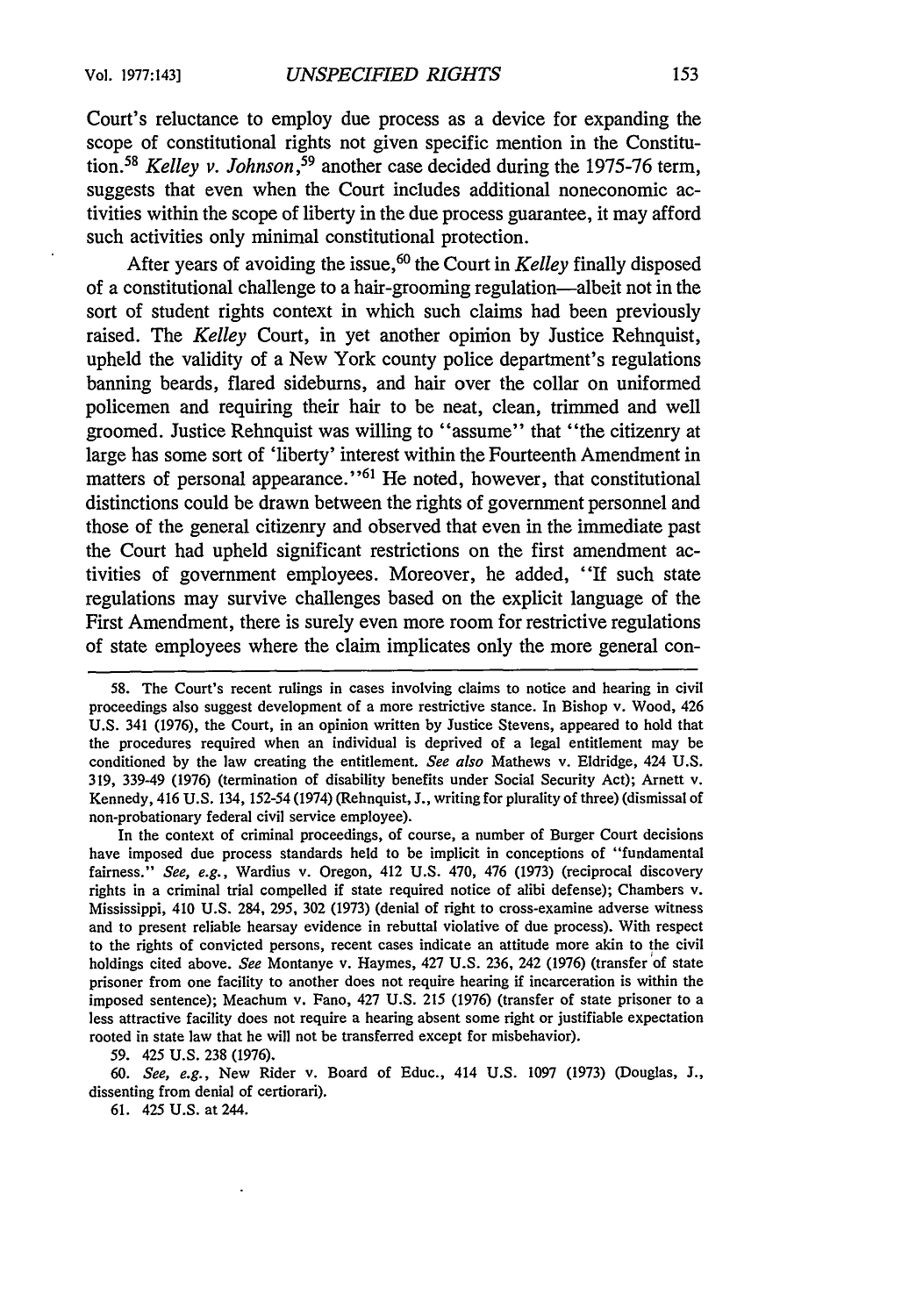Court's reluctance to employ due process as a device for expanding the scope of constitutional rights not given specific mention in the Constitution.[58] *Kelley v. Johnson*,[59] another case decided during the 1975-76 term, suggests that even when the Court includes additional noneconomic activities within the scope of liberty in the due process guarantee, it may afford such activities only minimal constitutional protection.

After years of avoiding the issue,[60] the Court in *Kelley* finally disposed of a constitutional challenge to a hair-grooming regulation—albeit not in the sort of student rights context in which such claims had been previously raised. The *Kelley* Court, in yet another opinion by Justice Rehnquist, upheld the validity of a New York county police department's regulations banning beards, flared sideburns, and hair over the collar on uniformed policemen and requiring their hair to be neat, clean, trimmed and well groomed. Justice Rehnquist was willing to "assume" that "the citizenry at large has some sort of 'liberty' interest within the Fourteenth Amendment in matters of personal appearance."[61] He noted, however, that constitutional distinctions could be drawn between the rights of government personnel and those of the general citizenry and observed that even in the immediate past the Court had upheld significant restrictions on the first amendment activities of government employees. Moreover, he added, "If such state regulations may survive challenges based on the explicit language of the First Amendment, there is surely even more room for restrictive regulations of state employees where the claim implicates only the more general con-

---

58. The Court's recent rulings in cases involving claims to notice and hearing in civil proceedings also suggest development of a more restrictive stance. In Bishop v. Wood, 426 U.S. 341 (1976), the Court, in an opinion written by Justice Stevens, appeared to hold that the procedures required when an individual is deprived of a legal entitlement may be conditioned by the law creating the entitlement. *See also* Mathews v. Eldridge, 424 U.S. 319, 339-49 (1976) (termination of disability benefits under Social Security Act); Arnett v. Kennedy, 416 U.S. 134, 152-54 (1974) (Rehnquist, J., writing for plurality of three) (dismissal of non-probationary federal civil service employee).

In the context of criminal proceedings, of course, a number of Burger Court decisions have imposed due process standards held to be implicit in conceptions of "fundamental fairness." *See, e.g.*, Wardius v. Oregon, 412 U.S. 470, 476 (1973) (reciprocal discovery rights in a criminal trial compelled if state required notice of alibi defense); Chambers v. Mississippi, 410 U.S. 284, 295, 302 (1973) (denial of right to cross-examine adverse witness and to present reliable hearsay evidence in rebuttal violative of due process). With respect to the rights of convicted persons, recent cases indicate an attitude more akin to the civil holdings cited above. *See* Montanye v. Haymes, 427 U.S. 236, 242 (1976) (transfer of state prisoner from one facility to another does not require hearing if incarceration is within the imposed sentence); Meachum v. Fano, 427 U.S. 215 (1976) (transfer of state prisoner to a less attractive facility does not require a hearing absent some right or justifiable expectation rooted in state law that he will not be transferred except for misbehavior).

59. 425 U.S. 238 (1976).

60. *See, e.g.*, New Rider v. Board of Educ., 414 U.S. 1097 (1973) (Douglas, J., dissenting from denial of certiorari).

61. 425 U.S. at 244.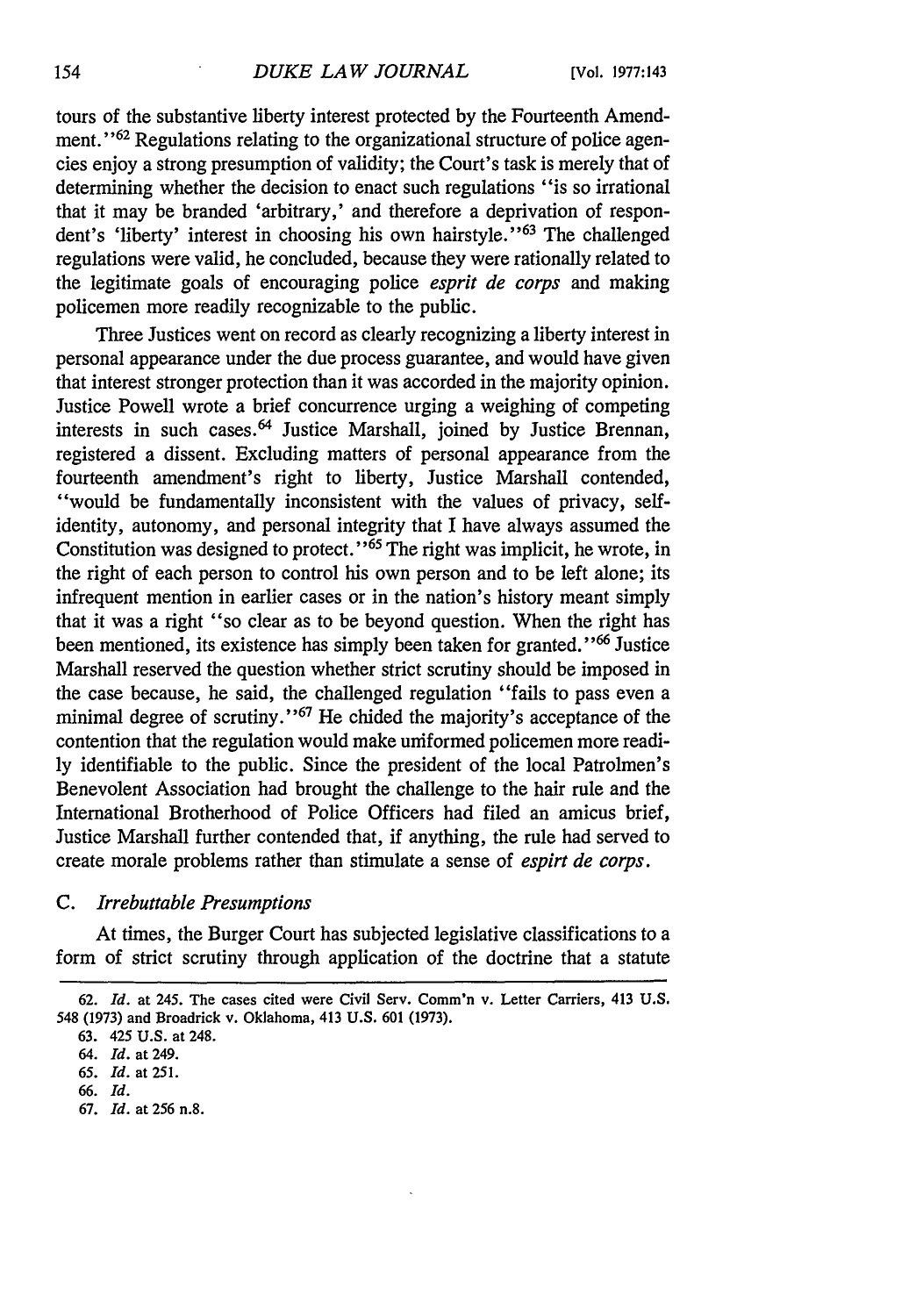tours of the substantive liberty interest protected by the Fourteenth Amendment."[62] Regulations relating to the organizational structure of police agencies enjoy a strong presumption of validity; the Court's task is merely that of determining whether the decision to enact such regulations "is so irrational that it may be branded 'arbitrary,' and therefore a deprivation of respondent's 'liberty' interest in choosing his own hairstyle."[63] The challenged regulations were valid, he concluded, because they were rationally related to the legitimate goals of encouraging police *esprit de corps* and making policemen more readily recognizable to the public.

Three Justices went on record as clearly recognizing a liberty interest in personal appearance under the due process guarantee, and would have given that interest stronger protection than it was accorded in the majority opinion. Justice Powell wrote a brief concurrence urging a weighing of competing interests in such cases.[64] Justice Marshall, joined by Justice Brennan, registered a dissent. Excluding matters of personal appearance from the fourteenth amendment's right to liberty, Justice Marshall contended, "would be fundamentally inconsistent with the values of privacy, self-identity, autonomy, and personal integrity that I have always assumed the Constitution was designed to protect."[65] The right was implicit, he wrote, in the right of each person to control his own person and to be left alone; its infrequent mention in earlier cases or in the nation's history meant simply that it was a right "so clear as to be beyond question. When the right has been mentioned, its existence has simply been taken for granted."[66] Justice Marshall reserved the question whether strict scrutiny should be imposed in the case because, he said, the challenged regulation "fails to pass even a minimal degree of scrutiny."[67] He chided the majority's acceptance of the contention that the regulation would make uniformed policemen more readily identifiable to the public. Since the president of the local Patrolmen's Benevolent Association had brought the challenge to the hair rule and the International Brotherhood of Police Officers had filed an amicus brief, Justice Marshall further contended that, if anything, the rule had served to create morale problems rather than stimulate a sense of *espirt de corps*.

### C. *Irrebuttable Presumptions*

At times, the Burger Court has subjected legislative classifications to a form of strict scrutiny through application of the doctrine that a statute

62. *Id.* at 245. The cases cited were Civil Serv. Comm'n v. Letter Carriers, 413 U.S. 548 (1973) and Broadrick v. Oklahoma, 413 U.S. 601 (1973).

63. 425 U.S. at 248.

64. *Id.* at 249.

65. *Id.* at 251.

66. *Id.*

67. *Id.* at 256 n.8.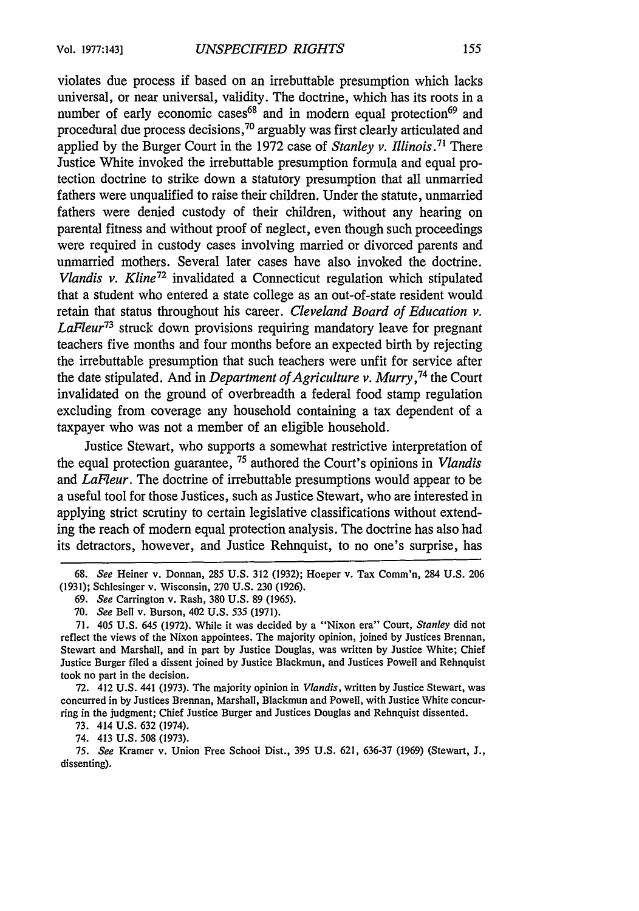violates due process if based on an irrebuttable presumption which lacks universal, or near universal, validity. The doctrine, which has its roots in a number of early economic cases[68] and in modern equal protection[69] and procedural due process decisions,[70] arguably was first clearly articulated and applied by the Burger Court in the 1972 case of *Stanley v. Illinois*.[71] There Justice White invoked the irrebuttable presumption formula and equal protection doctrine to strike down a statutory presumption that all unmarried fathers were unqualified to raise their children. Under the statute, unmarried fathers were denied custody of their children, without any hearing on parental fitness and without proof of neglect, even though such proceedings were required in custody cases involving married or divorced parents and unmarried mothers. Several later cases have also invoked the doctrine. *Vlandis v. Kline*[72] invalidated a Connecticut regulation which stipulated that a student who entered a state college as an out-of-state resident would retain that status throughout his career. *Cleveland Board of Education v. LaFleur*[73] struck down provisions requiring mandatory leave for pregnant teachers five months and four months before an expected birth by rejecting the irrebuttable presumption that such teachers were unfit for service after the date stipulated. And in *Department of Agriculture v. Murry*,[74] the Court invalidated on the ground of overbreadth a federal food stamp regulation excluding from coverage any household containing a tax dependent of a taxpayer who was not a member of an eligible household.

Justice Stewart, who supports a somewhat restrictive interpretation of the equal protection guarantee,[75] authored the Court's opinions in *Vlandis* and *LaFleur*. The doctrine of irrebuttable presumptions would appear to be a useful tool for those Justices, such as Justice Stewart, who are interested in applying strict scrutiny to certain legislative classifications without extending the reach of modern equal protection analysis. The doctrine has also had its detractors, however, and Justice Rehnquist, to no one's surprise, has

---

68. *See* Heiner v. Donnan, 285 U.S. 312 (1932); Hoeper v. Tax Comm'n, 284 U.S. 206 (1931); Schlesinger v. Wisconsin, 270 U.S. 230 (1926).

69. *See* Carrington v. Rash, 380 U.S. 89 (1965).

70. *See* Bell v. Burson, 402 U.S. 535 (1971).

71. 405 U.S. 645 (1972). While it was decided by a "Nixon era" Court, *Stanley* did not reflect the views of the Nixon appointees. The majority opinion, joined by Justices Brennan, Stewart and Marshall, and in part by Justice Douglas, was written by Justice White; Chief Justice Burger filed a dissent joined by Justice Blackmun, and Justices Powell and Rehnquist took no part in the decision.

72. 412 U.S. 441 (1973). The majority opinion in *Vlandis*, written by Justice Stewart, was concurred in by Justices Brennan, Marshall, Blackmun and Powell, with Justice White concurring in the judgment; Chief Justice Burger and Justices Douglas and Rehnquist dissented.

73. 414 U.S. 632 (1974).

74. 413 U.S. 508 (1973).

75. *See* Kramer v. Union Free School Dist., 395 U.S. 621, 636-37 (1969) (Stewart, J., dissenting).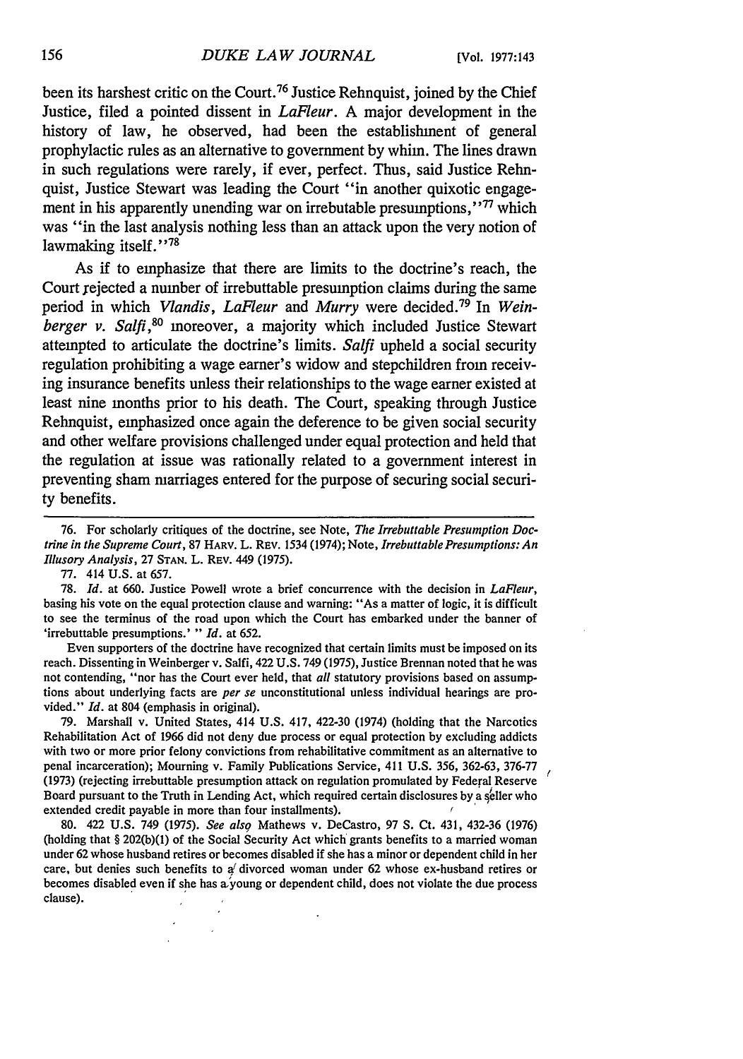been its harshest critic on the Court.[76] Justice Rehnquist, joined by the Chief Justice, filed a pointed dissent in *LaFleur*. A major development in the history of law, he observed, had been the establishment of general prophylactic rules as an alternative to government by whim. The lines drawn in such regulations were rarely, if ever, perfect. Thus, said Justice Rehnquist, Justice Stewart was leading the Court "in another quixotic engagement in his apparently unending war on irrebutable presumptions,"[77] which was "in the last analysis nothing less than an attack upon the very notion of lawmaking itself."[78]

As if to emphasize that there are limits to the doctrine's reach, the Court rejected a number of irrebuttable presumption claims during the same period in which *Vlandis*, *LaFleur* and *Murry* were decided.[79] In *Weinberger v. Salfi*,[80] moreover, a majority which included Justice Stewart attempted to articulate the doctrine's limits. *Salfi* upheld a social security regulation prohibiting a wage earner's widow and stepchildren from receiving insurance benefits unless their relationships to the wage earner existed at least nine months prior to his death. The Court, speaking through Justice Rehnquist, emphasized once again the deference to be given social security and other welfare provisions challenged under equal protection and held that the regulation at issue was rationally related to a government interest in preventing sham marriages entered for the purpose of securing social security benefits.

---

76. For scholarly critiques of the doctrine, see Note, *The Irrebuttable Presumption Doctrine in the Supreme Court*, 87 HARV. L. REV. 1534 (1974); Note, *Irrebuttable Presumptions: An Illusory Analysis*, 27 STAN. L. REV. 449 (1975).

77. 414 U.S. at 657.

78. *Id.* at 660. Justice Powell wrote a brief concurrence with the decision in *LaFleur*, basing his vote on the equal protection clause and warning: "As a matter of logic, it is difficult to see the terminus of the road upon which the Court has embarked under the banner of 'irrebuttable presumptions.' " *Id.* at 652.

Even supporters of the doctrine have recognized that certain limits must be imposed on its reach. Dissenting in Weinberger v. Salfi, 422 U.S. 749 (1975), Justice Brennan noted that he was not contending, "nor has the Court ever held, that *all* statutory provisions based on assumptions about underlying facts are *per se* unconstitutional unless individual hearings are provided." *Id.* at 804 (emphasis in original).

79. Marshall v. United States, 414 U.S. 417, 422-30 (1974) (holding that the Narcotics Rehabilitation Act of 1966 did not deny due process or equal protection by excluding addicts with two or more prior felony convictions from rehabilitative commitment as an alternative to penal incarceration); Mourning v. Family Publications Service, 411 U.S. 356, 362-63, 376-77 (1973) (rejecting irrebuttable presumption attack on regulation promulgated by Federal Reserve Board pursuant to the Truth in Lending Act, which required certain disclosures by a seller who extended credit payable in more than four installments).

80. 422 U.S. 749 (1975). *See also* Mathews v. DeCastro, 97 S. Ct. 431, 432-36 (1976) (holding that § 202(b)(1) of the Social Security Act which grants benefits to a married woman under 62 whose husband retires or becomes disabled if she has a minor or dependent child in her care, but denies such benefits to a divorced woman under 62 whose ex-husband retires or becomes disabled even if she has a young or dependent child, does not violate the due process clause).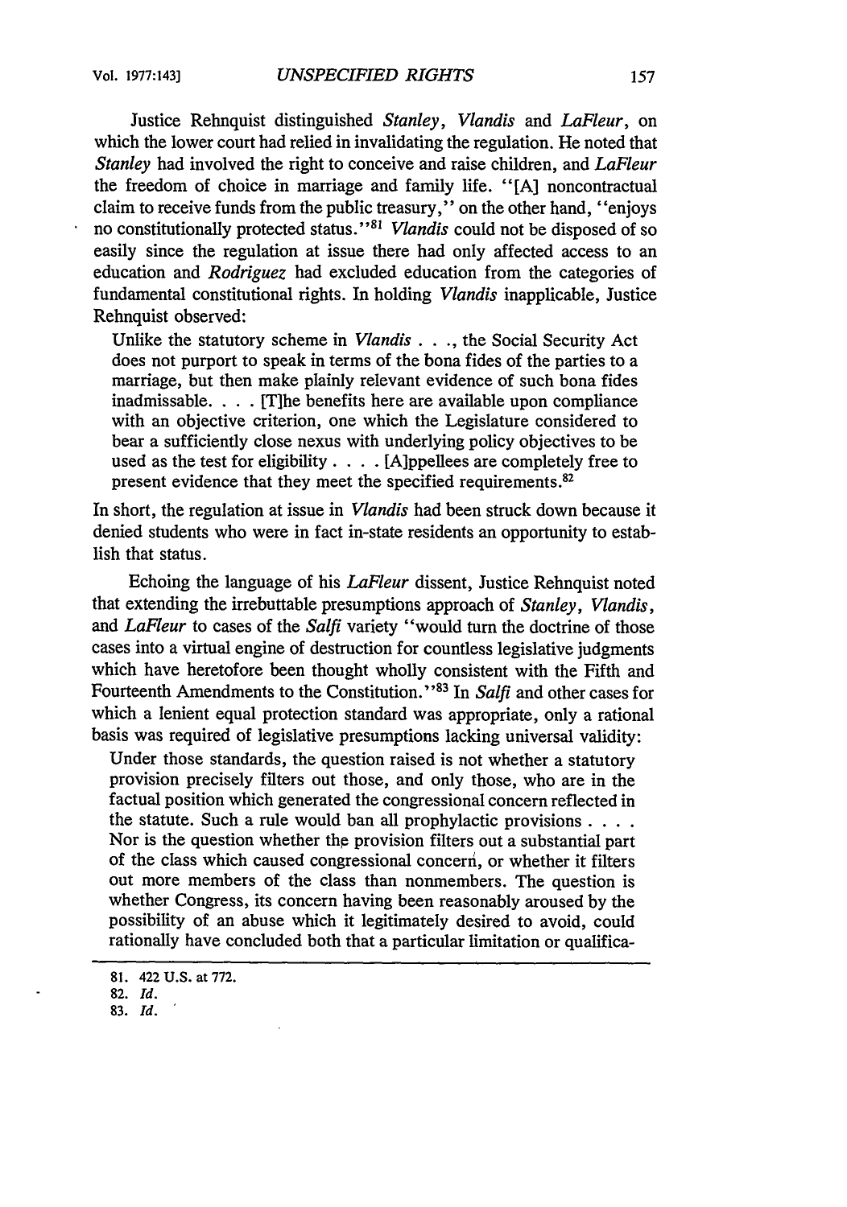Justice Rehnquist distinguished *Stanley*, *Vlandis* and *LaFleur*, on which the lower court had relied in invalidating the regulation. He noted that *Stanley* had involved the right to conceive and raise children, and *LaFleur* the freedom of choice in marriage and family life. "[A] noncontractual claim to receive funds from the public treasury," on the other hand, "enjoys no constitutionally protected status."[81] *Vlandis* could not be disposed of so easily since the regulation at issue there had only affected access to an education and *Rodriguez* had excluded education from the categories of fundamental constitutional rights. In holding *Vlandis* inapplicable, Justice Rehnquist observed:

> Unlike the statutory scheme in *Vlandis* . . ., the Social Security Act does not purport to speak in terms of the bona fides of the parties to a marriage, but then make plainly relevant evidence of such bona fides inadmissable. . . . [T]he benefits here are available upon compliance with an objective criterion, one which the Legislature considered to bear a sufficiently close nexus with underlying policy objectives to be used as the test for eligibility . . . . [A]ppellees are completely free to present evidence that they meet the specified requirements.[82]

In short, the regulation at issue in *Vlandis* had been struck down because it denied students who were in fact in-state residents an opportunity to establish that status.

Echoing the language of his *LaFleur* dissent, Justice Rehnquist noted that extending the irrebuttable presumptions approach of *Stanley*, *Vlandis*, and *LaFleur* to cases of the *Salfi* variety "would turn the doctrine of those cases into a virtual engine of destruction for countless legislative judgments which have heretofore been thought wholly consistent with the Fifth and Fourteenth Amendments to the Constitution."[83] In *Salfi* and other cases for which a lenient equal protection standard was appropriate, only a rational basis was required of legislative presumptions lacking universal validity:

> Under those standards, the question raised is not whether a statutory provision precisely filters out those, and only those, who are in the factual position which generated the congressional concern reflected in the statute. Such a rule would ban all prophylactic provisions . . . . Nor is the question whether the provision filters out a substantial part of the class which caused congressional concern, or whether it filters out more members of the class than nonmembers. The question is whether Congress, its concern having been reasonably aroused by the possibility of an abuse which it legitimately desired to avoid, could rationally have concluded both that a particular limitation or qualifica-

---

81. 422 U.S. at 772.

82. *Id.*

83. *Id.*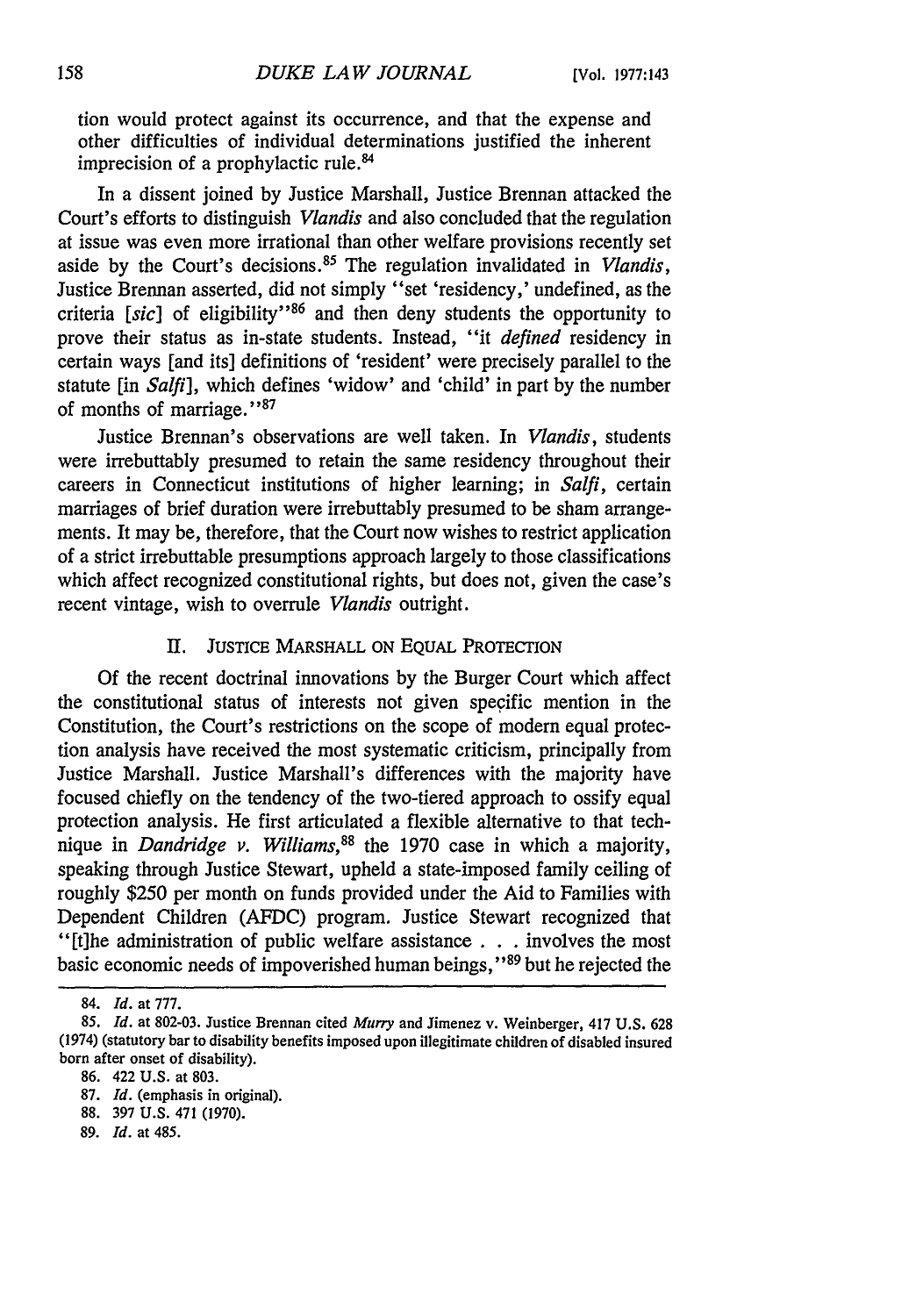tion would protect against its occurrence, and that the expense and other difficulties of individual determinations justified the inherent imprecision of a prophylactic rule.[84]

In a dissent joined by Justice Marshall, Justice Brennan attacked the Court's efforts to distinguish *Vlandis* and also concluded that the regulation at issue was even more irrational than other welfare provisions recently set aside by the Court's decisions.[85] The regulation invalidated in *Vlandis*, Justice Brennan asserted, did not simply "set 'residency,' undefined, as the criteria [*sic*] of eligibility"[86] and then deny students the opportunity to prove their status as in-state students. Instead, "it *defined* residency in certain ways [and its] definitions of 'resident' were precisely parallel to the statute [in *Salfi*], which defines 'widow' and 'child' in part by the number of months of marriage."[87]

Justice Brennan's observations are well taken. In *Vlandis*, students were irrebuttably presumed to retain the same residency throughout their careers in Connecticut institutions of higher learning; in *Salfi*, certain marriages of brief duration were irrebuttably presumed to be sham arrangements. It may be, therefore, that the Court now wishes to restrict application of a strict irrebuttable presumptions approach largely to those classifications which affect recognized constitutional rights, but does not, given the case's recent vintage, wish to overrule *Vlandis* outright.

## II. JUSTICE MARSHALL ON EQUAL PROTECTION

Of the recent doctrinal innovations by the Burger Court which affect the constitutional status of interests not given specific mention in the Constitution, the Court's restrictions on the scope of modern equal protection analysis have received the most systematic criticism, principally from Justice Marshall. Justice Marshall's differences with the majority have focused chiefly on the tendency of the two-tiered approach to ossify equal protection analysis. He first articulated a flexible alternative to that technique in *Dandridge v. Williams*,[88] the 1970 case in which a majority, speaking through Justice Stewart, upheld a state-imposed family ceiling of roughly $250 per month on funds provided under the Aid to Families with Dependent Children (AFDC) program. Justice Stewart recognized that "[t]he administration of public welfare assistance . . . involves the most basic economic needs of impoverished human beings,"[89] but he rejected the

---

84. *Id.* at 777.

85. *Id.* at 802-03. Justice Brennan cited *Murry* and Jimenez v. Weinberger, 417 U.S. 628 (1974) (statutory bar to disability benefits imposed upon illegitimate children of disabled insured born after onset of disability).

86. 422 U.S. at 803.

87. *Id.* (emphasis in original).

88. 397 U.S. 471 (1970).

89. *Id.* at 485.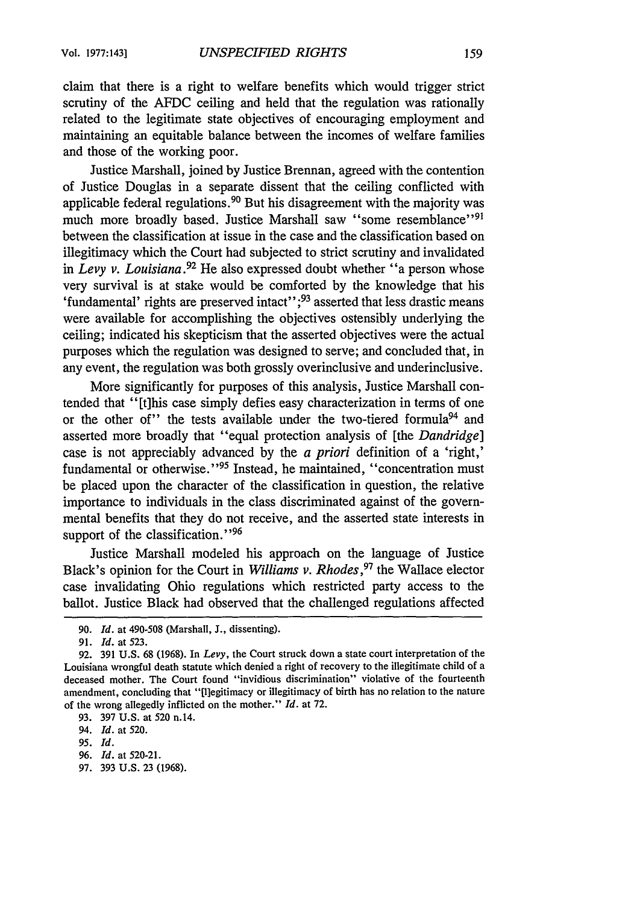claim that there is a right to welfare benefits which would trigger strict scrutiny of the AFDC ceiling and held that the regulation was rationally related to the legitimate state objectives of encouraging employment and maintaining an equitable balance between the incomes of welfare families and those of the working poor.

Justice Marshall, joined by Justice Brennan, agreed with the contention of Justice Douglas in a separate dissent that the ceiling conflicted with applicable federal regulations.[90] But his disagreement with the majority was much more broadly based. Justice Marshall saw "some resemblance"[91] between the classification at issue in the case and the classification based on illegitimacy which the Court had subjected to strict scrutiny and invalidated in *Levy v. Louisiana*.[92] He also expressed doubt whether "a person whose very survival is at stake would be comforted by the knowledge that his 'fundamental' rights are preserved intact";[93] asserted that less drastic means were available for accomplishing the objectives ostensibly underlying the ceiling; indicated his skepticism that the asserted objectives were the actual purposes which the regulation was designed to serve; and concluded that, in any event, the regulation was both grossly overinclusive and underinclusive.

More significantly for purposes of this analysis, Justice Marshall contended that "[t]his case simply defies easy characterization in terms of one or the other of" the tests available under the two-tiered formula[94] and asserted more broadly that "equal protection analysis of [the *Dandridge*] case is not appreciably advanced by the *a priori* definition of a 'right,' fundamental or otherwise."[95] Instead, he maintained, "concentration must be placed upon the character of the classification in question, the relative importance to individuals in the class discriminated against of the governmental benefits that they do not receive, and the asserted state interests in support of the classification."[96]

Justice Marshall modeled his approach on the language of Justice Black's opinion for the Court in *Williams v. Rhodes*,[97] the Wallace elector case invalidating Ohio regulations which restricted party access to the ballot. Justice Black had observed that the challenged regulations affected

---

90. *Id.* at 490-508 (Marshall, J., dissenting).

91. *Id.* at 523.

92. 391 U.S. 68 (1968). In *Levy*, the Court struck down a state court interpretation of the Louisiana wrongful death statute which denied a right of recovery to the illegitimate child of a deceased mother. The Court found "invidious discrimination" violative of the fourteenth amendment, concluding that "[l]egitimacy or illegitimacy of birth has no relation to the nature of the wrong allegedly inflicted on the mother." *Id.* at 72.

93. 397 U.S. at 520 n.14.

94. *Id.* at 520.

95. *Id.*

96. *Id.* at 520-21.

97. 393 U.S. 23 (1968).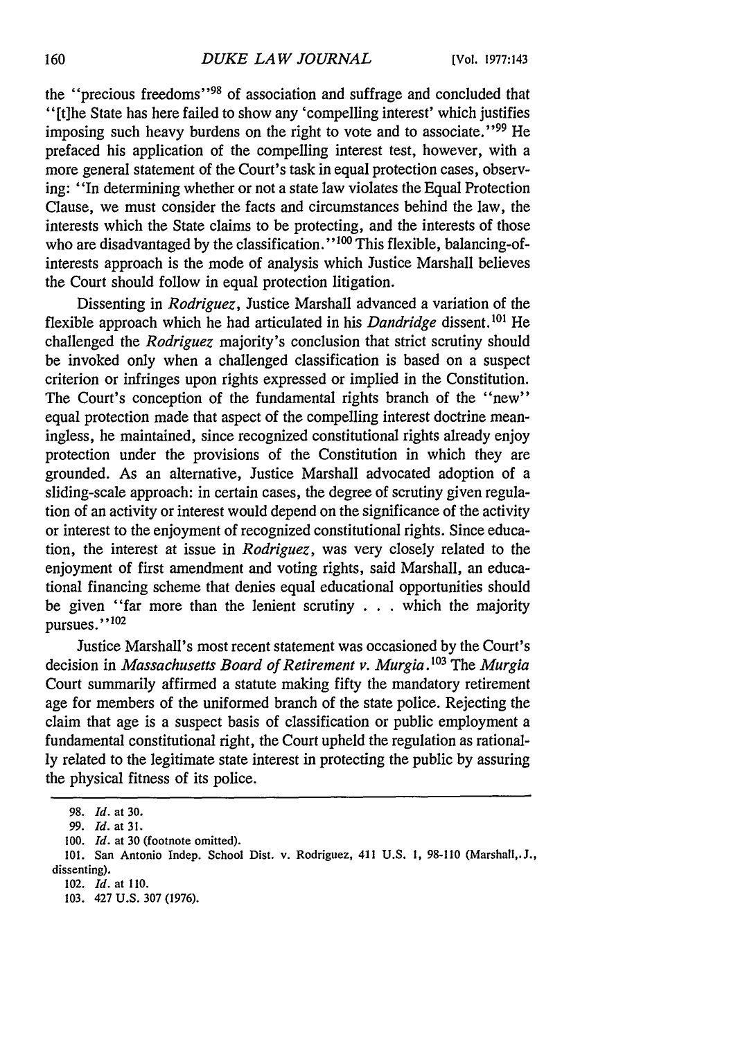the "precious freedoms"[98] of association and suffrage and concluded that "[t]he State has here failed to show any 'compelling interest' which justifies imposing such heavy burdens on the right to vote and to associate."[99] He prefaced his application of the compelling interest test, however, with a more general statement of the Court's task in equal protection cases, observing: "In determining whether or not a state law violates the Equal Protection Clause, we must consider the facts and circumstances behind the law, the interests which the State claims to be protecting, and the interests of those who are disadvantaged by the classification."[100] This flexible, balancing-of-interests approach is the mode of analysis which Justice Marshall believes the Court should follow in equal protection litigation.

Dissenting in *Rodriguez*, Justice Marshall advanced a variation of the flexible approach which he had articulated in his *Dandridge* dissent.[101] He challenged the *Rodriguez* majority's conclusion that strict scrutiny should be invoked only when a challenged classification is based on a suspect criterion or infringes upon rights expressed or implied in the Constitution. The Court's conception of the fundamental rights branch of the "new" equal protection made that aspect of the compelling interest doctrine meaningless, he maintained, since recognized constitutional rights already enjoy protection under the provisions of the Constitution in which they are grounded. As an alternative, Justice Marshall advocated adoption of a sliding-scale approach: in certain cases, the degree of scrutiny given regulation of an activity or interest would depend on the significance of the activity or interest to the enjoyment of recognized constitutional rights. Since education, the interest at issue in *Rodriguez*, was very closely related to the enjoyment of first amendment and voting rights, said Marshall, an educational financing scheme that denies equal educational opportunities should be given "far more than the lenient scrutiny . . . which the majority pursues."[102]

Justice Marshall's most recent statement was occasioned by the Court's decision in *Massachusetts Board of Retirement v. Murgia*.[103] The *Murgia* Court summarily affirmed a statute making fifty the mandatory retirement age for members of the uniformed branch of the state police. Rejecting the claim that age is a suspect basis of classification or public employment a fundamental constitutional right, the Court upheld the regulation as rationally related to the legitimate state interest in protecting the public by assuring the physical fitness of its police.

---

98. *Id.* at 30.

99. *Id.* at 31.

100. *Id.* at 30 (footnote omitted).

101. San Antonio Indep. School Dist. v. Rodriguez, 411 U.S. 1, 98-110 (Marshall, J., dissenting).

102. *Id.* at 110.

103. 427 U.S. 307 (1976).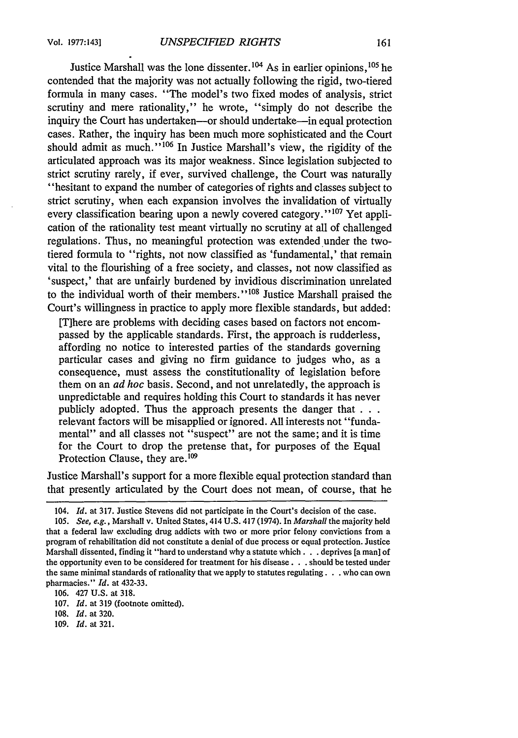Justice Marshall was the lone dissenter.[104] As in earlier opinions,[105] he contended that the majority was not actually following the rigid, two-tiered formula in many cases. "The model's two fixed modes of analysis, strict scrutiny and mere rationality," he wrote, "simply do not describe the inquiry the Court has undertaken—or should undertake—in equal protection cases. Rather, the inquiry has been much more sophisticated and the Court should admit as much."[106] In Justice Marshall's view, the rigidity of the articulated approach was its major weakness. Since legislation subjected to strict scrutiny rarely, if ever, survived challenge, the Court was naturally "hesitant to expand the number of categories of rights and classes subject to strict scrutiny, when each expansion involves the invalidation of virtually every classification bearing upon a newly covered category."[107] Yet application of the rationality test meant virtually no scrutiny at all of challenged regulations. Thus, no meaningful protection was extended under the two-tiered formula to "rights, not now classified as 'fundamental,' that remain vital to the flourishing of a free society, and classes, not now classified as 'suspect,' that are unfairly burdened by invidious discrimination unrelated to the individual worth of their members."[108] Justice Marshall praised the Court's willingness in practice to apply more flexible standards, but added:

> [T]here are problems with deciding cases based on factors not encompassed by the applicable standards. First, the approach is rudderless, affording no notice to interested parties of the standards governing particular cases and giving no firm guidance to judges who, as a consequence, must assess the constitutionality of legislation before them on an *ad hoc* basis. Second, and not unrelatedly, the approach is unpredictable and requires holding this Court to standards it has never publicly adopted. Thus the approach presents the danger that . . . relevant factors will be misapplied or ignored. All interests not "fundamental" and all classes not "suspect" are not the same; and it is time for the Court to drop the pretense that, for purposes of the Equal Protection Clause, they are.[109]

Justice Marshall's support for a more flexible equal protection standard than that presently articulated by the Court does not mean, of course, that he

---

104. *Id.* at 317. Justice Stevens did not participate in the Court's decision of the case.

105. *See, e.g.*, Marshall v. United States, 414 U.S. 417 (1974). In *Marshall* the majority held that a federal law excluding drug addicts with two or more prior felony convictions from a program of rehabilitation did not constitute a denial of due process or equal protection. Justice Marshall dissented, finding it "hard to understand why a statute which . . . deprives [a man] of the opportunity even to be considered for treatment for his disease . . . should be tested under the same minimal standards of rationality that we apply to statutes regulating . . . who can own pharmacies." *Id.* at 432-33.

106. 427 U.S. at 318.

107. *Id.* at 319 (footnote omitted).

108. *Id.* at 320.

109. *Id.* at 321.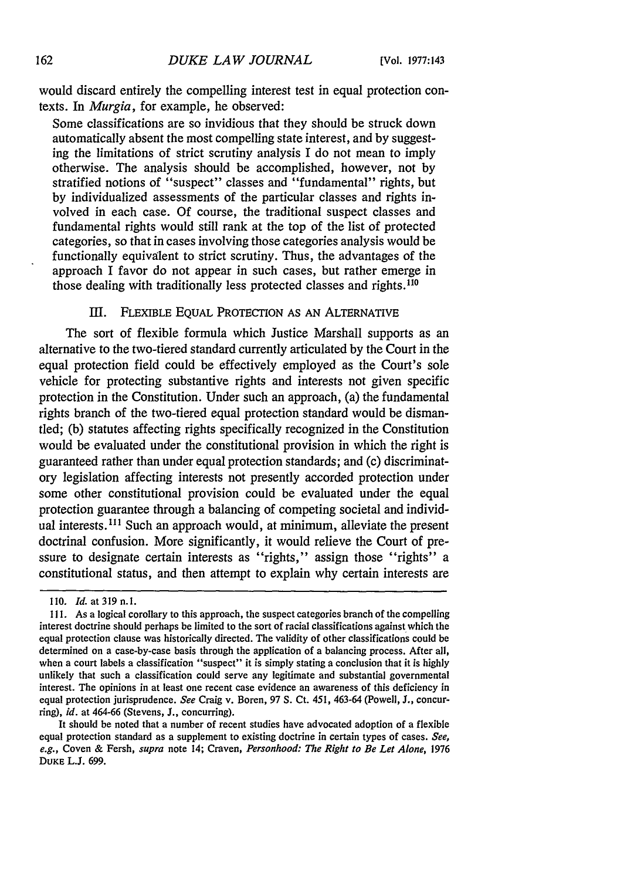would discard entirely the compelling interest test in equal protection contexts. In *Murgia*, for example, he observed:

> Some classifications are so invidious that they should be struck down automatically absent the most compelling state interest, and by suggesting the limitations of strict scrutiny analysis I do not mean to imply otherwise. The analysis should be accomplished, however, not by stratified notions of "suspect" classes and "fundamental" rights, but by individualized assessments of the particular classes and rights involved in each case. Of course, the traditional suspect classes and fundamental rights would still rank at the top of the list of protected categories, so that in cases involving those categories analysis would be functionally equivalent to strict scrutiny. Thus, the advantages of the approach I favor do not appear in such cases, but rather emerge in those dealing with traditionally less protected classes and rights.[110]

## III. FLEXIBLE EQUAL PROTECTION AS AN ALTERNATIVE

The sort of flexible formula which Justice Marshall supports as an alternative to the two-tiered standard currently articulated by the Court in the equal protection field could be effectively employed as the Court's sole vehicle for protecting substantive rights and interests not given specific protection in the Constitution. Under such an approach, (a) the fundamental rights branch of the two-tiered equal protection standard would be dismantled; (b) statutes affecting rights specifically recognized in the Constitution would be evaluated under the constitutional provision in which the right is guaranteed rather than under equal protection standards; and (c) discriminatory legislation affecting interests not presently accorded protection under some other constitutional provision could be evaluated under the equal protection guarantee through a balancing of competing societal and individual interests.[111] Such an approach would, at minimum, alleviate the present doctrinal confusion. More significantly, it would relieve the Court of pressure to designate certain interests as "rights," assign those "rights" a constitutional status, and then attempt to explain why certain interests are

---

110. *Id.* at 319 n.1.

111. As a logical corollary to this approach, the suspect categories branch of the compelling interest doctrine should perhaps be limited to the sort of racial classifications against which the equal protection clause was historically directed. The validity of other classifications could be determined on a case-by-case basis through the application of a balancing process. After all, when a court labels a classification "suspect" it is simply stating a conclusion that it is highly unlikely that such a classification could serve any legitimate and substantial governmental interest. The opinions in at least one recent case evidence an awareness of this deficiency in equal protection jurisprudence. *See* Craig v. Boren, 97 S. Ct. 451, 463-64 (Powell, J., concurring), *id.* at 464-66 (Stevens, J., concurring).

It should be noted that a number of recent studies have advocated adoption of a flexible equal protection standard as a supplement to existing doctrine in certain types of cases. *See, e.g.*, Coven & Fersh, *supra* note 14; Craven, *Personhood: The Right to Be Let Alone*, 1976 DUKE L.J. 699.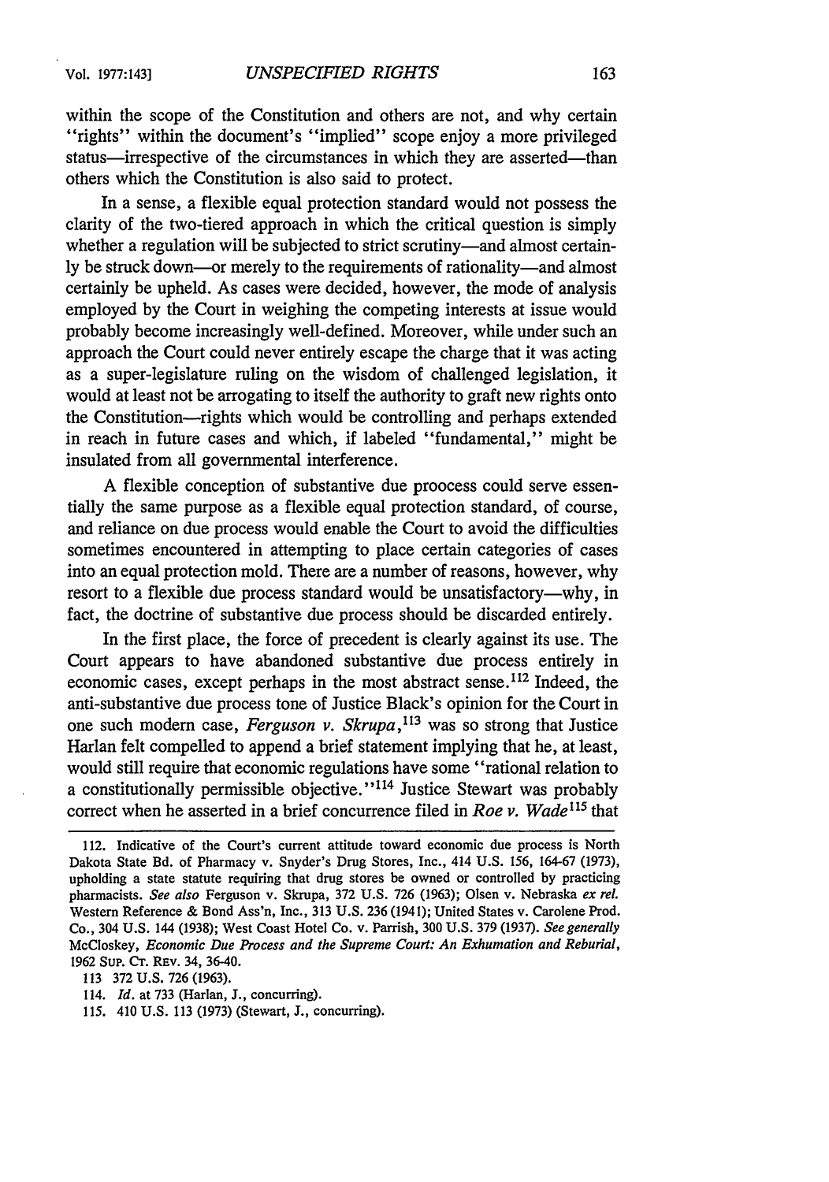within the scope of the Constitution and others are not, and why certain "rights" within the document's "implied" scope enjoy a more privileged status—irrespective of the circumstances in which they are asserted—than others which the Constitution is also said to protect.

In a sense, a flexible equal protection standard would not possess the clarity of the two-tiered approach in which the critical question is simply whether a regulation will be subjected to strict scrutiny—and almost certainly be struck down—or merely to the requirements of rationality—and almost certainly be upheld. As cases were decided, however, the mode of analysis employed by the Court in weighing the competing interests at issue would probably become increasingly well-defined. Moreover, while under such an approach the Court could never entirely escape the charge that it was acting as a super-legislature ruling on the wisdom of challenged legislation, it would at least not be arrogating to itself the authority to graft new rights onto the Constitution—rights which would be controlling and perhaps extended in reach in future cases and which, if labeled "fundamental," might be insulated from all governmental interference.

A flexible conception of substantive due proocess could serve essentially the same purpose as a flexible equal protection standard, of course, and reliance on due process would enable the Court to avoid the difficulties sometimes encountered in attempting to place certain categories of cases into an equal protection mold. There are a number of reasons, however, why resort to a flexible due process standard would be unsatisfactory—why, in fact, the doctrine of substantive due process should be discarded entirely.

In the first place, the force of precedent is clearly against its use. The Court appears to have abandoned substantive due process entirely in economic cases, except perhaps in the most abstract sense.[112] Indeed, the anti-substantive due process tone of Justice Black's opinion for the Court in one such modern case, *Ferguson v. Skrupa*,[113] was so strong that Justice Harlan felt compelled to append a brief statement implying that he, at least, would still require that economic regulations have some "rational relation to a constitutionally permissible objective."[114] Justice Stewart was probably correct when he asserted in a brief concurrence filed in *Roe v. Wade*[115] that

---

112. Indicative of the Court's current attitude toward economic due process is North Dakota State Bd. of Pharmacy v. Snyder's Drug Stores, Inc., 414 U.S. 156, 164-67 (1973), upholding a state statute requiring that drug stores be owned or controlled by practicing pharmacists. *See also* Ferguson v. Skrupa, 372 U.S. 726 (1963); Olsen v. Nebraska *ex rel.* Western Reference & Bond Ass'n, Inc., 313 U.S. 236 (1941); United States v. Carolene Prod. Co., 304 U.S. 144 (1938); West Coast Hotel Co. v. Parrish, 300 U.S. 379 (1937). *See generally* McCloskey, *Economic Due Process and the Supreme Court: An Exhumation and Reburial*, 1962 SUP. CT. REV. 34, 36-40.

113 372 U.S. 726 (1963).

114. *Id.* at 733 (Harlan, J., concurring).

115. 410 U.S. 113 (1973) (Stewart, J., concurring).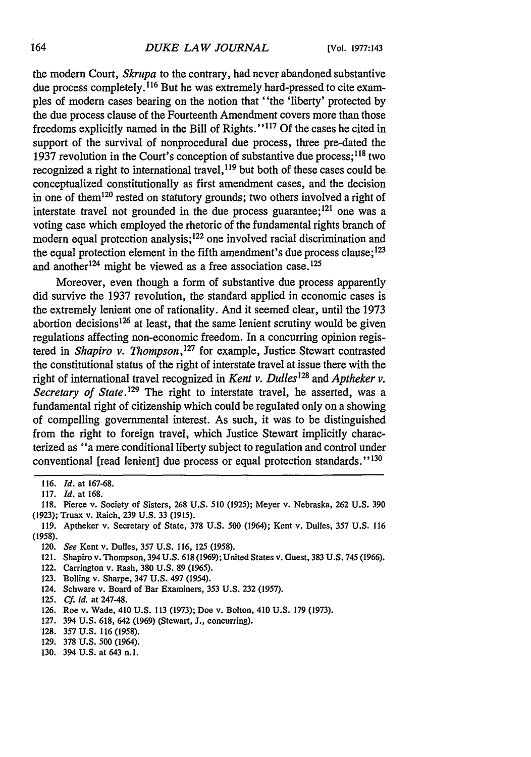the modern Court, *Skrupa* to the contrary, had never abandoned substantive due process completely.[116] But he was extremely hard-pressed to cite examples of modern cases bearing on the notion that "the 'liberty' protected by the due process clause of the Fourteenth Amendment covers more than those freedoms explicitly named in the Bill of Rights."[117] Of the cases he cited in support of the survival of nonprocedural due process, three pre-dated the 1937 revolution in the Court's conception of substantive due process;[118] two recognized a right to international travel,[119] but both of these cases could be conceptualized constitutionally as first amendment cases, and the decision in one of them[120] rested on statutory grounds; two others involved a right of interstate travel not grounded in the due process guarantee;[121] one was a voting case which employed the rhetoric of the fundamental rights branch of modern equal protection analysis;[122] one involved racial discrimination and the equal protection element in the fifth amendment's due process clause;[123] and another[124] might be viewed as a free association case.[125]

Moreover, even though a form of substantive due process apparently did survive the 1937 revolution, the standard applied in economic cases is the extremely lenient one of rationality. And it seemed clear, until the 1973 abortion decisions[126] at least, that the same lenient scrutiny would be given regulations affecting non-economic freedom. In a concurring opinion registered in *Shapiro v. Thompson*,[127] for example, Justice Stewart contrasted the constitutional status of the right of interstate travel at issue there with the right of international travel recognized in *Kent v. Dulles*[128] and *Aptheker v. Secretary of State*.[129] The right to interstate travel, he asserted, was a fundamental right of citizenship which could be regulated only on a showing of compelling governmental interest. As such, it was to be distinguished from the right to foreign travel, which Justice Stewart implicitly characterized as "a mere conditional liberty subject to regulation and control under conventional [read lenient] due process or equal protection standards."[130]

---

116. *Id.* at 167-68.

117. *Id.* at 168.

118. Pierce v. Society of Sisters, 268 U.S. 510 (1925); Meyer v. Nebraska, 262 U.S. 390 (1923); Truax v. Raich, 239 U.S. 33 (1915).

119. Aptheker v. Secretary of State, 378 U.S. 500 (1964); Kent v. Dulles, 357 U.S. 116 (1958).

120. *See* Kent v. Dulles, 357 U.S. 116, 125 (1958).

121. Shapiro v. Thompson, 394 U.S. 618 (1969); United States v. Guest, 383 U.S. 745 (1966).

122. Carrington v. Rash, 380 U.S. 89 (1965).

123. Bolling v. Sharpe, 347 U.S. 497 (1954).

124. Schware v. Board of Bar Examiners, 353 U.S. 232 (1957).

125. *Cf. id.* at 247-48.

126. Roe v. Wade, 410 U.S. 113 (1973); Doe v. Bolton, 410 U.S. 179 (1973).

127. 394 U.S. 618, 642 (1969) (Stewart, J., concurring).

128. 357 U.S. 116 (1958).

129. 378 U.S. 500 (1964).

130. 394 U.S. at 643 n.1.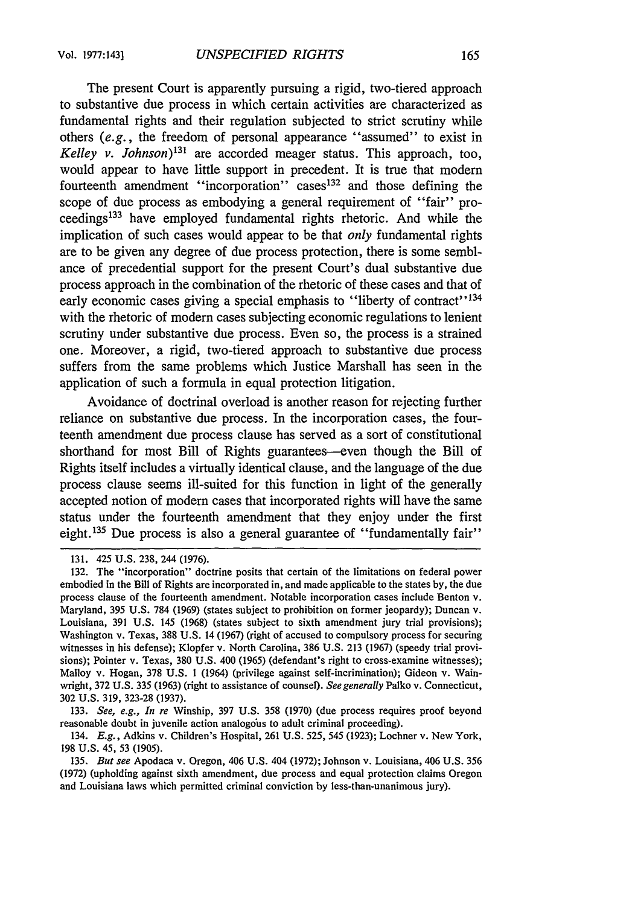The present Court is apparently pursuing a rigid, two-tiered approach to substantive due process in which certain activities are characterized as fundamental rights and their regulation subjected to strict scrutiny while others (*e.g.*, the freedom of personal appearance "assumed" to exist in *Kelley v. Johnson*)[131] are accorded meager status. This approach, too, would appear to have little support in precedent. It is true that modern fourteenth amendment "incorporation" cases[132] and those defining the scope of due process as embodying a general requirement of "fair" proceedings[133] have employed fundamental rights rhetoric. And while the implication of such cases would appear to be that *only* fundamental rights are to be given any degree of due process protection, there is some semblance of precedential support for the present Court's dual substantive due process approach in the combination of the rhetoric of these cases and that of early economic cases giving a special emphasis to "liberty of contract"[134] with the rhetoric of modern cases subjecting economic regulations to lenient scrutiny under substantive due process. Even so, the process is a strained one. Moreover, a rigid, two-tiered approach to substantive due process suffers from the same problems which Justice Marshall has seen in the application of such a formula in equal protection litigation.

Avoidance of doctrinal overload is another reason for rejecting further reliance on substantive due process. In the incorporation cases, the fourteenth amendment due process clause has served as a sort of constitutional shorthand for most Bill of Rights guarantees—even though the Bill of Rights itself includes a virtually identical clause, and the language of the due process clause seems ill-suited for this function in light of the generally accepted notion of modern cases that incorporated rights will have the same status under the fourteenth amendment that they enjoy under the first eight.[135] Due process is also a general guarantee of "fundamentally fair"

---

131. 425 U.S. 238, 244 (1976).

132. The "incorporation" doctrine posits that certain of the limitations on federal power embodied in the Bill of Rights are incorporated in, and made applicable to the states by, the due process clause of the fourteenth amendment. Notable incorporation cases include Benton v. Maryland, 395 U.S. 784 (1969) (states subject to prohibition on former jeopardy); Duncan v. Louisiana, 391 U.S. 145 (1968) (states subject to sixth amendment jury trial provisions); Washington v. Texas, 388 U.S. 14 (1967) (right of accused to compulsory process for securing witnesses in his defense); Klopfer v. North Carolina, 386 U.S. 213 (1967) (speedy trial provisions); Pointer v. Texas, 380 U.S. 400 (1965) (defendant's right to cross-examine witnesses); Malloy v. Hogan, 378 U.S. 1 (1964) (privilege against self-incrimination); Gideon v. Wainwright, 372 U.S. 335 (1963) (right to assistance of counsel). *See generally* Palko v. Connecticut, 302 U.S. 319, 323-28 (1937).

133. *See, e.g., In re* Winship, 397 U.S. 358 (1970) (due process requires proof beyond reasonable doubt in juvenile action analogous to adult criminal proceeding).

134. *E.g.*, Adkins v. Children's Hospital, 261 U.S. 525, 545 (1923); Lochner v. New York, 198 U.S. 45, 53 (1905).

135. *But see* Apodaca v. Oregon, 406 U.S. 404 (1972); Johnson v. Louisiana, 406 U.S. 356 (1972) (upholding against sixth amendment, due process and equal protection claims Oregon and Louisiana laws which permitted criminal conviction by less-than-unanimous jury).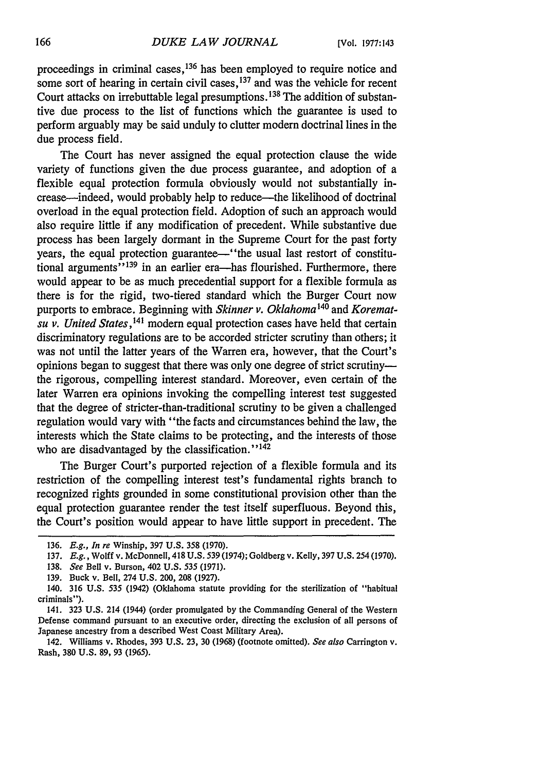proceedings in criminal cases,[136] has been employed to require notice and some sort of hearing in certain civil cases,[137] and was the vehicle for recent Court attacks on irrebuttable legal presumptions.[138] The addition of substantive due process to the list of functions which the guarantee is used to perform arguably may be said unduly to clutter modern doctrinal lines in the due process field.

The Court has never assigned the equal protection clause the wide variety of functions given the due process guarantee, and adoption of a flexible equal protection formula obviously would not substantially increase—indeed, would probably help to reduce—the likelihood of doctrinal overload in the equal protection field. Adoption of such an approach would also require little if any modification of precedent. While substantive due process has been largely dormant in the Supreme Court for the past forty years, the equal protection guarantee—"the usual last restort of constitutional arguments"[139] in an earlier era—has flourished. Furthermore, there would appear to be as much precedential support for a flexible formula as there is for the rigid, two-tiered standard which the Burger Court now purports to embrace. Beginning with *Skinner v. Oklahoma*[140] and *Korematsu v. United States*,[141] modern equal protection cases have held that certain discriminatory regulations are to be accorded stricter scrutiny than others; it was not until the latter years of the Warren era, however, that the Court's opinions began to suggest that there was only one degree of strict scrutiny—the rigorous, compelling interest standard. Moreover, even certain of the later Warren era opinions invoking the compelling interest test suggested that the degree of stricter-than-traditional scrutiny to be given a challenged regulation would vary with "the facts and circumstances behind the law, the interests which the State claims to be protecting, and the interests of those who are disadvantaged by the classification."[142]

The Burger Court's purported rejection of a flexible formula and its restriction of the compelling interest test's fundamental rights branch to recognized rights grounded in some constitutional provision other than the equal protection guarantee render the test itself superfluous. Beyond this, the Court's position would appear to have little support in precedent. The

---

136. *E.g.*, *In re* Winship, 397 U.S. 358 (1970).

137. *E.g.*, Wolff v. McDonnell, 418 U.S. 539 (1974); Goldberg v. Kelly, 397 U.S. 254 (1970).

138. *See* Bell v. Burson, 402 U.S. 535 (1971).

139. Buck v. Bell, 274 U.S. 200, 208 (1927).

140. 316 U.S. 535 (1942) (Oklahoma statute providing for the sterilization of "habitual criminals").

141. 323 U.S. 214 (1944) (order promulgated by the Commanding General of the Western Defense command pursuant to an executive order, directing the exclusion of all persons of Japanese ancestry from a described West Coast Military Area).

142. Williams v. Rhodes, 393 U.S. 23, 30 (1968) (footnote omitted). *See also* Carrington v. Rash, 380 U.S. 89, 93 (1965).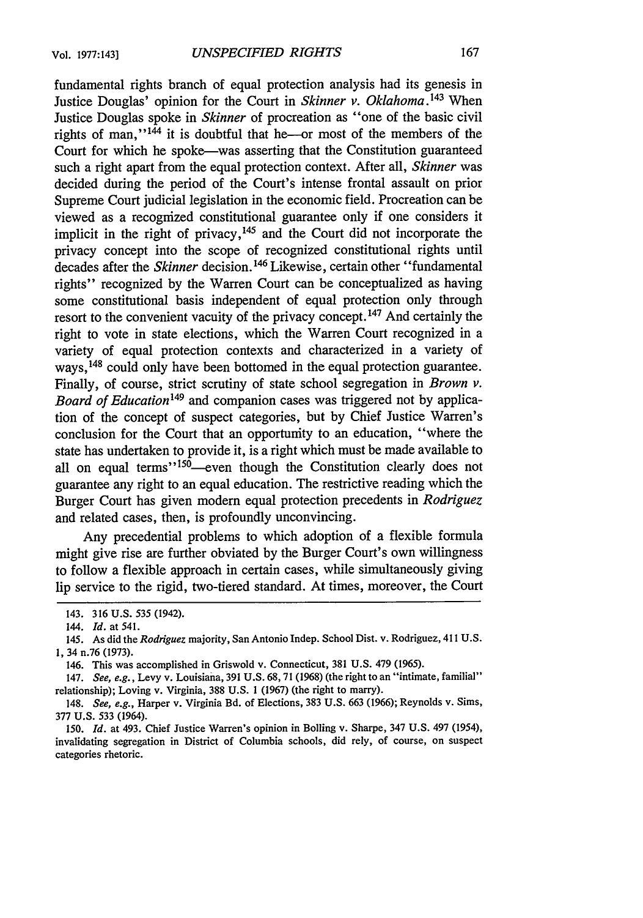fundamental rights branch of equal protection analysis had its genesis in Justice Douglas' opinion for the Court in *Skinner v. Oklahoma*.[143] When Justice Douglas spoke in *Skinner* of procreation as "one of the basic civil rights of man,"[144] it is doubtful that he—or most of the members of the Court for which he spoke—was asserting that the Constitution guaranteed such a right apart from the equal protection context. After all, *Skinner* was decided during the period of the Court's intense frontal assault on prior Supreme Court judicial legislation in the economic field. Procreation can be viewed as a recognized constitutional guarantee only if one considers it implicit in the right of privacy,[145] and the Court did not incorporate the privacy concept into the scope of recognized constitutional rights until decades after the *Skinner* decision.[146] Likewise, certain other "fundamental rights" recognized by the Warren Court can be conceptualized as having some constitutional basis independent of equal protection only through resort to the convenient vacuity of the privacy concept.[147] And certainly the right to vote in state elections, which the Warren Court recognized in a variety of equal protection contexts and characterized in a variety of ways,[148] could only have been bottomed in the equal protection guarantee. Finally, of course, strict scrutiny of state school segregation in *Brown v. Board of Education*[149] and companion cases was triggered not by application of the concept of suspect categories, but by Chief Justice Warren's conclusion for the Court that an opportunity to an education, "where the state has undertaken to provide it, is a right which must be made available to all on equal terms"[150]—even though the Constitution clearly does not guarantee any right to an equal education. The restrictive reading which the Burger Court has given modern equal protection precedents in *Rodriguez* and related cases, then, is profoundly unconvincing.

Any precedential problems to which adoption of a flexible formula might give rise are further obviated by the Burger Court's own willingness to follow a flexible approach in certain cases, while simultaneously giving lip service to the rigid, two-tiered standard. At times, moreover, the Court

143. 316 U.S. 535 (1942).

144. *Id.* at 541.

145. As did the *Rodriguez* majority, San Antonio Indep. School Dist. v. Rodriguez, 411 U.S. 1, 34 n.76 (1973).

146. This was accomplished in Griswold v. Connecticut, 381 U.S. 479 (1965).

147. *See, e.g.*, Levy v. Louisiana, 391 U.S. 68, 71 (1968) (the right to an "intimate, familial" relationship); Loving v. Virginia, 388 U.S. 1 (1967) (the right to marry).

148. *See, e.g.*, Harper v. Virginia Bd. of Elections, 383 U.S. 663 (1966); Reynolds v. Sims, 377 U.S. 533 (1964).

150. *Id.* at 493. Chief Justice Warren's opinion in Bolling v. Sharpe, 347 U.S. 497 (1954), invalidating segregation in District of Columbia schools, did rely, of course, on suspect categories rhetoric.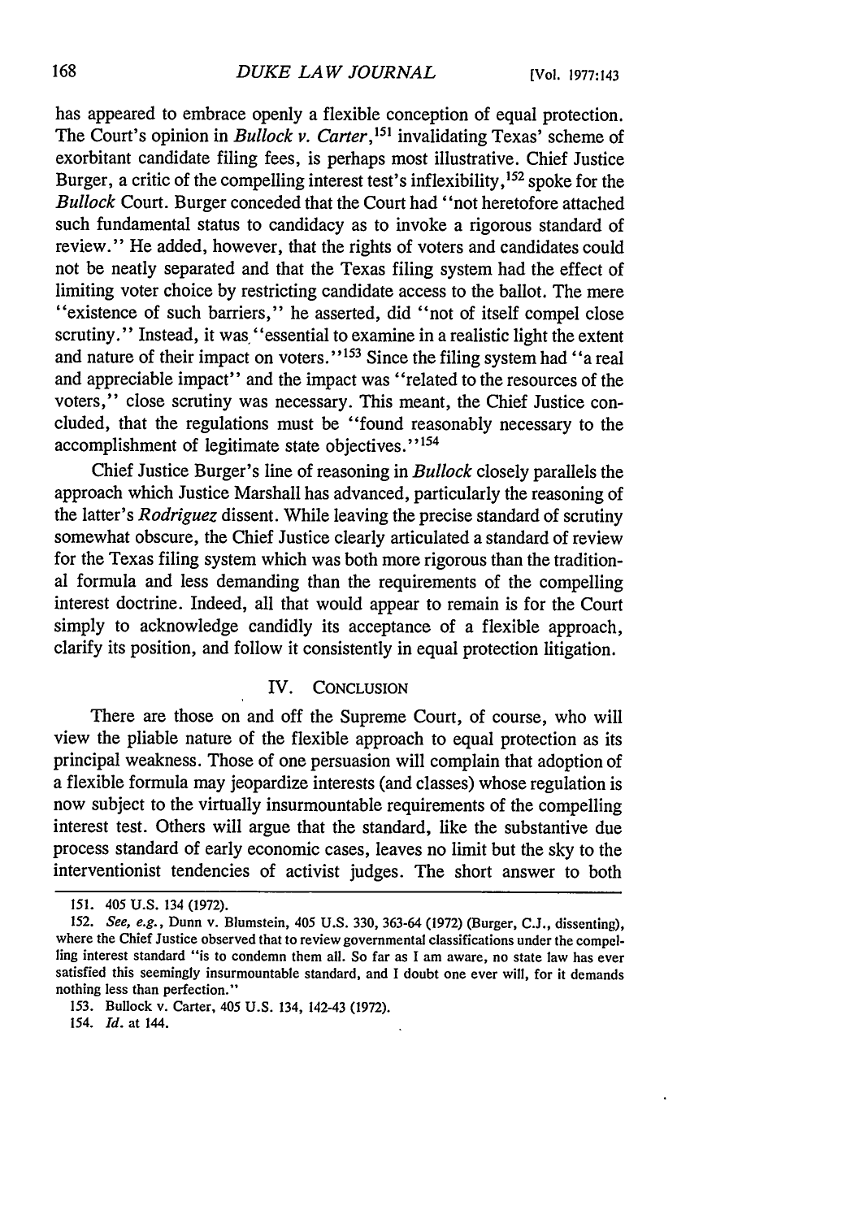has appeared to embrace openly a flexible conception of equal protection. The Court's opinion in *Bullock v. Carter*,[151] invalidating Texas' scheme of exorbitant candidate filing fees, is perhaps most illustrative. Chief Justice Burger, a critic of the compelling interest test's inflexibility,[152] spoke for the *Bullock* Court. Burger conceded that the Court had "not heretofore attached such fundamental status to candidacy as to invoke a rigorous standard of review." He added, however, that the rights of voters and candidates could not be neatly separated and that the Texas filing system had the effect of limiting voter choice by restricting candidate access to the ballot. The mere "existence of such barriers," he asserted, did "not of itself compel close scrutiny." Instead, it was "essential to examine in a realistic light the extent and nature of their impact on voters."[153] Since the filing system had "a real and appreciable impact" and the impact was "related to the resources of the voters," close scrutiny was necessary. This meant, the Chief Justice concluded, that the regulations must be "found reasonably necessary to the accomplishment of legitimate state objectives."[154]

Chief Justice Burger's line of reasoning in *Bullock* closely parallels the approach which Justice Marshall has advanced, particularly the reasoning of the latter's *Rodriguez* dissent. While leaving the precise standard of scrutiny somewhat obscure, the Chief Justice clearly articulated a standard of review for the Texas filing system which was both more rigorous than the traditional formula and less demanding than the requirements of the compelling interest doctrine. Indeed, all that would appear to remain is for the Court simply to acknowledge candidly its acceptance of a flexible approach, clarify its position, and follow it consistently in equal protection litigation.

## IV. Conclusion

There are those on and off the Supreme Court, of course, who will view the pliable nature of the flexible approach to equal protection as its principal weakness. Those of one persuasion will complain that adoption of a flexible formula may jeopardize interests (and classes) whose regulation is now subject to the virtually insurmountable requirements of the compelling interest test. Others will argue that the standard, like the substantive due process standard of early economic cases, leaves no limit but the sky to the interventionist tendencies of activist judges. The short answer to both

---

151. 405 U.S. 134 (1972).

152. *See, e.g.*, Dunn v. Blumstein, 405 U.S. 330, 363-64 (1972) (Burger, C.J., dissenting), where the Chief Justice observed that to review governmental classifications under the compelling interest standard "is to condemn them all. So far as I am aware, no state law has ever satisfied this seemingly insurmountable standard, and I doubt one ever will, for it demands nothing less than perfection."

153. Bullock v. Carter, 405 U.S. 134, 142-43 (1972).

154. *Id.* at 144.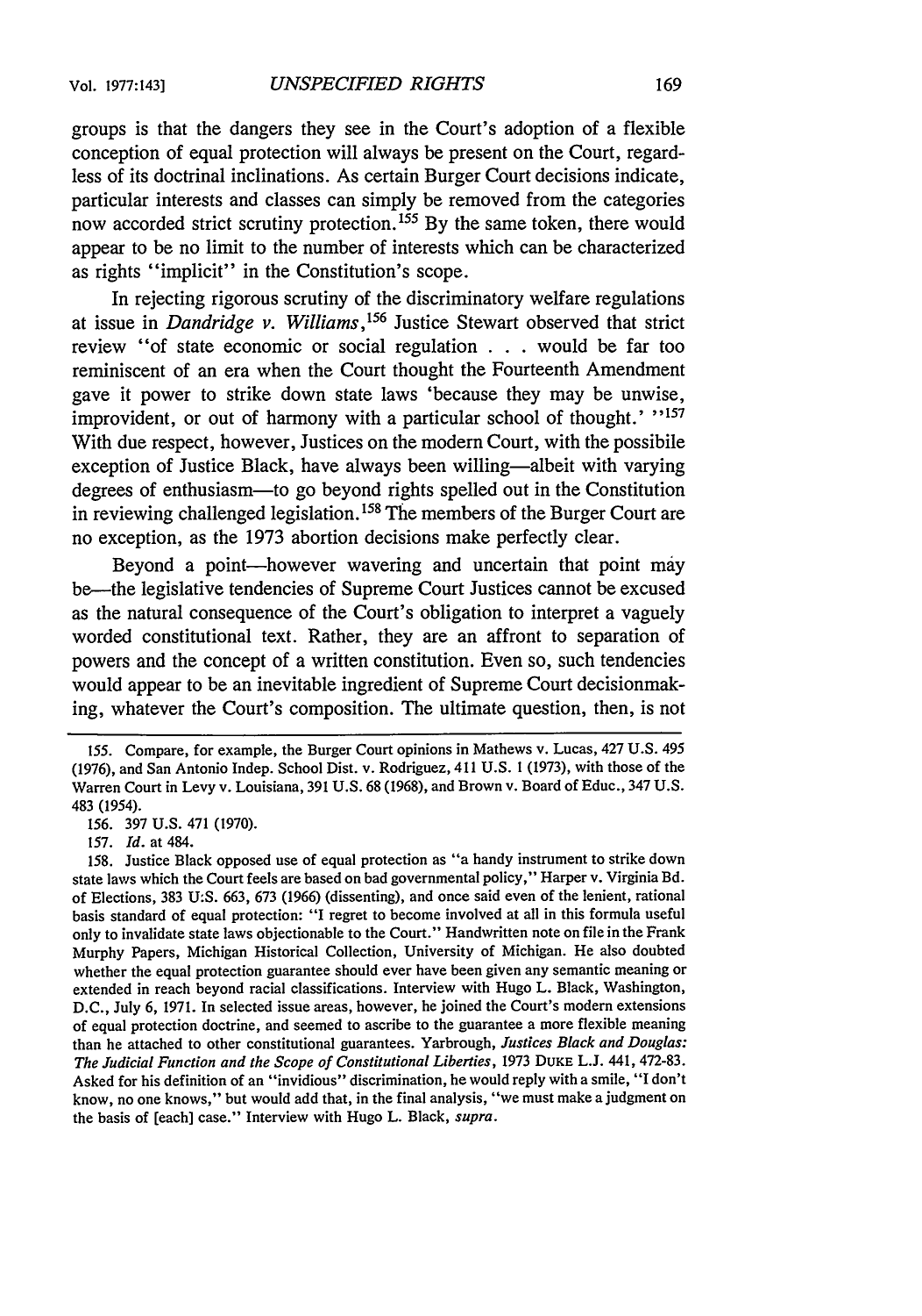groups is that the dangers they see in the Court's adoption of a flexible conception of equal protection will always be present on the Court, regardless of its doctrinal inclinations. As certain Burger Court decisions indicate, particular interests and classes can simply be removed from the categories now accorded strict scrutiny protection.[155] By the same token, there would appear to be no limit to the number of interests which can be characterized as rights "implicit" in the Constitution's scope.

In rejecting rigorous scrutiny of the discriminatory welfare regulations at issue in *Dandridge v. Williams*,[156] Justice Stewart observed that strict review "of state economic or social regulation . . . would be far too reminiscent of an era when the Court thought the Fourteenth Amendment gave it power to strike down state laws 'because they may be unwise, improvident, or out of harmony with a particular school of thought.' "[157] With due respect, however, Justices on the modern Court, with the possibile exception of Justice Black, have always been willing—albeit with varying degrees of enthusiasm—to go beyond rights spelled out in the Constitution in reviewing challenged legislation.[158] The members of the Burger Court are no exception, as the 1973 abortion decisions make perfectly clear.

Beyond a point—however wavering and uncertain that point may be—the legislative tendencies of Supreme Court Justices cannot be excused as the natural consequence of the Court's obligation to interpret a vaguely worded constitutional text. Rather, they are an affront to separation of powers and the concept of a written constitution. Even so, such tendencies would appear to be an inevitable ingredient of Supreme Court decisionmaking, whatever the Court's composition. The ultimate question, then, is not

---

155. Compare, for example, the Burger Court opinions in Mathews v. Lucas, 427 U.S. 495 (1976), and San Antonio Indep. School Dist. v. Rodriguez, 411 U.S. 1 (1973), with those of the Warren Court in Levy v. Louisiana, 391 U.S. 68 (1968), and Brown v. Board of Educ., 347 U.S. 483 (1954).

156. 397 U.S. 471 (1970).

157. *Id.* at 484.

158. Justice Black opposed use of equal protection as "a handy instrument to strike down state laws which the Court feels are based on bad governmental policy," Harper v. Virginia Bd. of Elections, 383 U.S. 663, 673 (1966) (dissenting), and once said even of the lenient, rational basis standard of equal protection: "I regret to become involved at all in this formula useful only to invalidate state laws objectionable to the Court." Handwritten note on file in the Frank Murphy Papers, Michigan Historical Collection, University of Michigan. He also doubted whether the equal protection guarantee should ever have been given any semantic meaning or extended in reach beyond racial classifications. Interview with Hugo L. Black, Washington, D.C., July 6, 1971. In selected issue areas, however, he joined the Court's modern extensions of equal protection doctrine, and seemed to ascribe to the guarantee a more flexible meaning than he attached to other constitutional guarantees. Yarbrough, *Justices Black and Douglas: The Judicial Function and the Scope of Constitutional Liberties*, 1973 DUKE L.J. 441, 472-83. Asked for his definition of an "invidious" discrimination, he would reply with a smile, "I don't know, no one knows," but would add that, in the final analysis, "we must make a judgment on the basis of [each] case." Interview with Hugo L. Black, *supra*.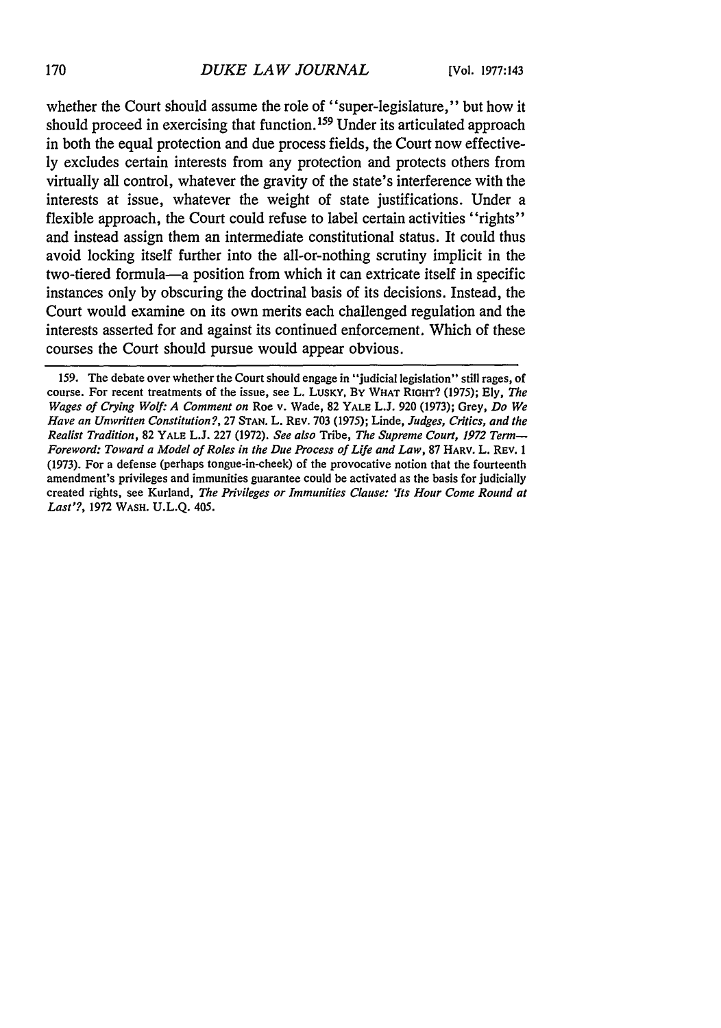whether the Court should assume the role of "super-legislature," but how it should proceed in exercising that function.[159] Under its articulated approach in both the equal protection and due process fields, the Court now effectively excludes certain interests from any protection and protects others from virtually all control, whatever the gravity of the state's interference with the interests at issue, whatever the weight of state justifications. Under a flexible approach, the Court could refuse to label certain activities "rights" and instead assign them an intermediate constitutional status. It could thus avoid locking itself further into the all-or-nothing scrutiny implicit in the two-tiered formula—a position from which it can extricate itself in specific instances only by obscuring the doctrinal basis of its decisions. Instead, the Court would examine on its own merits each challenged regulation and the interests asserted for and against its continued enforcement. Which of these courses the Court should pursue would appear obvious.

---

159. The debate over whether the Court should engage in "judicial legislation" still rages, of course. For recent treatments of the issue, see L. LUSKY, BY WHAT RIGHT? (1975); Ely, *The Wages of Crying Wolf: A Comment on* Roe v. Wade, 82 YALE L.J. 920 (1973); Grey, *Do We Have an Unwritten Constitution?*, 27 STAN. L. REV. 703 (1975); Linde, *Judges, Critics, and the Realist Tradition*, 82 YALE L.J. 227 (1972). *See also* Tribe, *The Supreme Court, 1972 Term—Foreword: Toward a Model of Roles in the Due Process of Life and Law*, 87 HARV. L. REV. 1 (1973). For a defense (perhaps tongue-in-cheek) of the provocative notion that the fourteenth amendment's privileges and immunities guarantee could be activated as the basis for judicially created rights, see Kurland, *The Privileges or Immunities Clause: 'Its Hour Come Round at Last'?*, 1972 WASH. U.L.Q. 405.